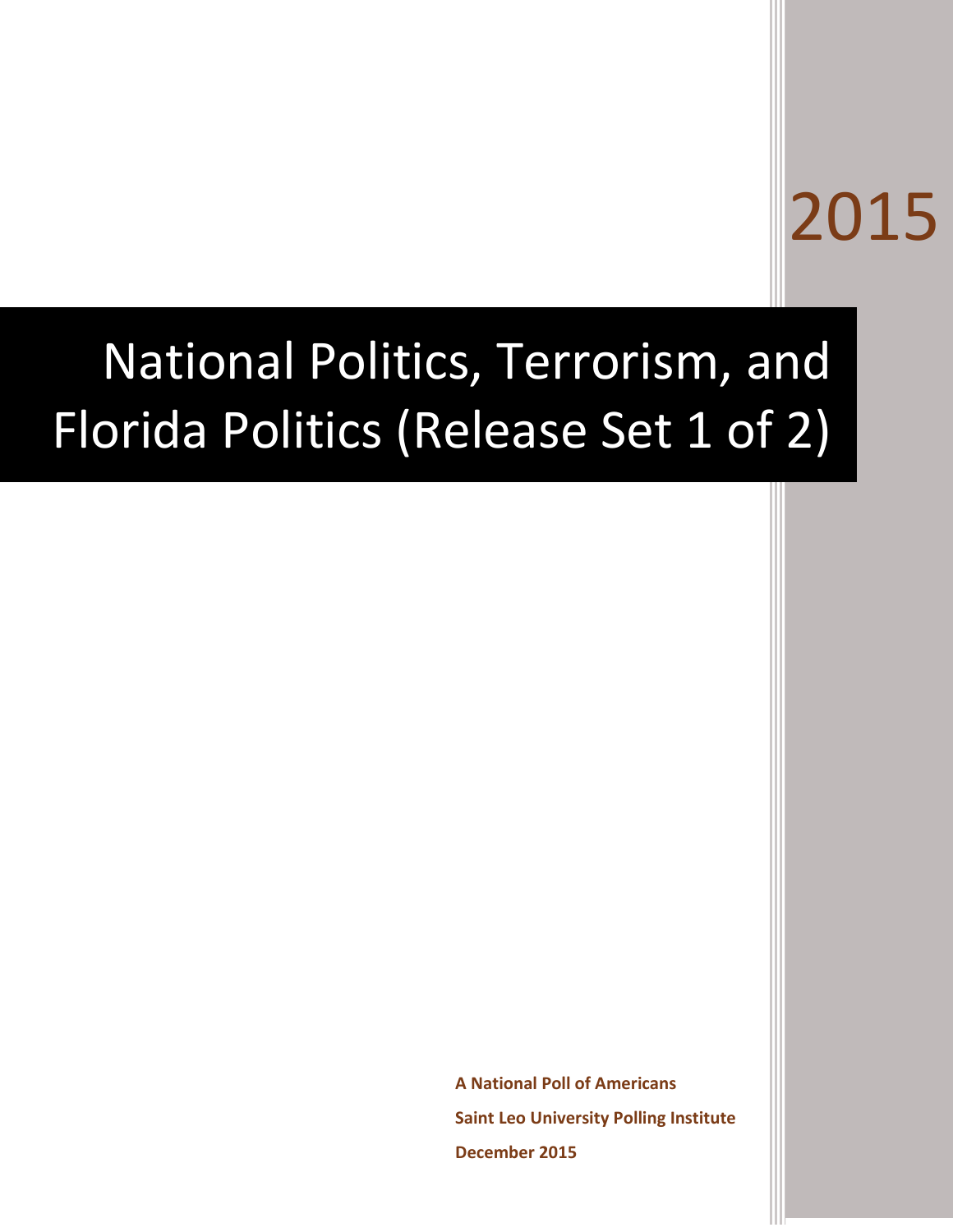2015

# National Politics, Terrorism, and Florida Politics (Release Set 1 of 2)

**A National Poll of Americans**

**Saint Leo University Polling Institute**

**December 2015**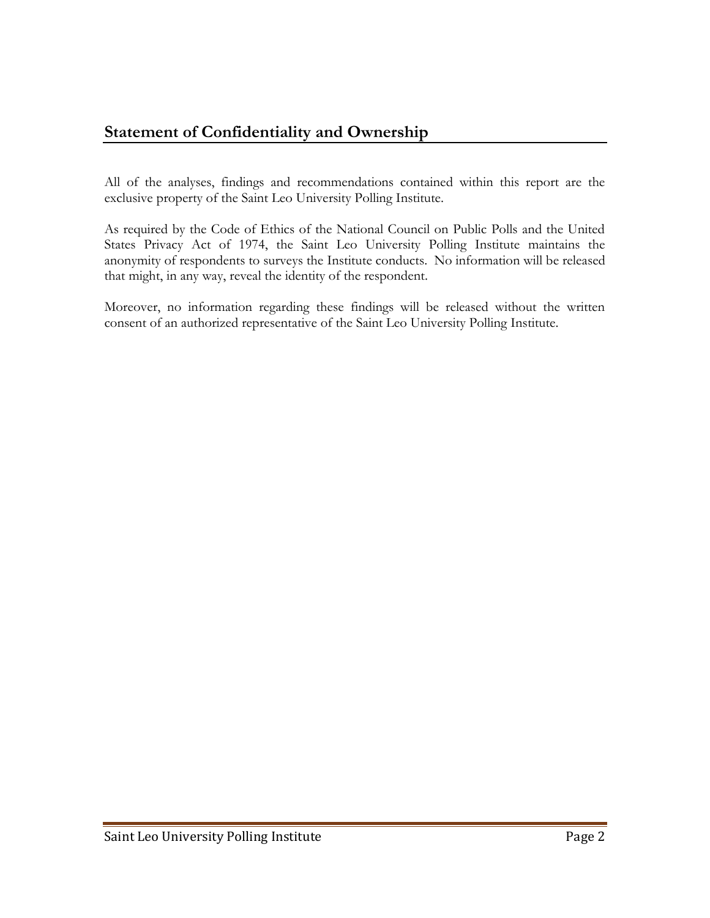## Statement of Confidentiality and Ownership

All of the analyses, findings and recommendations contained within this report are the exclusive property of the Saint Leo University Polling Institute.

As required by the Code of Ethics of the National Council on Public Polls and the United States Privacy Act of 1974, the Saint Leo University Polling Institute maintains the anonymity of respondents to surveys the Institute conducts. No information will be released that might, in any way, reveal the identity of the respondent.

Moreover, no information regarding these findings will be released without the written consent of an authorized representative of the Saint Leo University Polling Institute.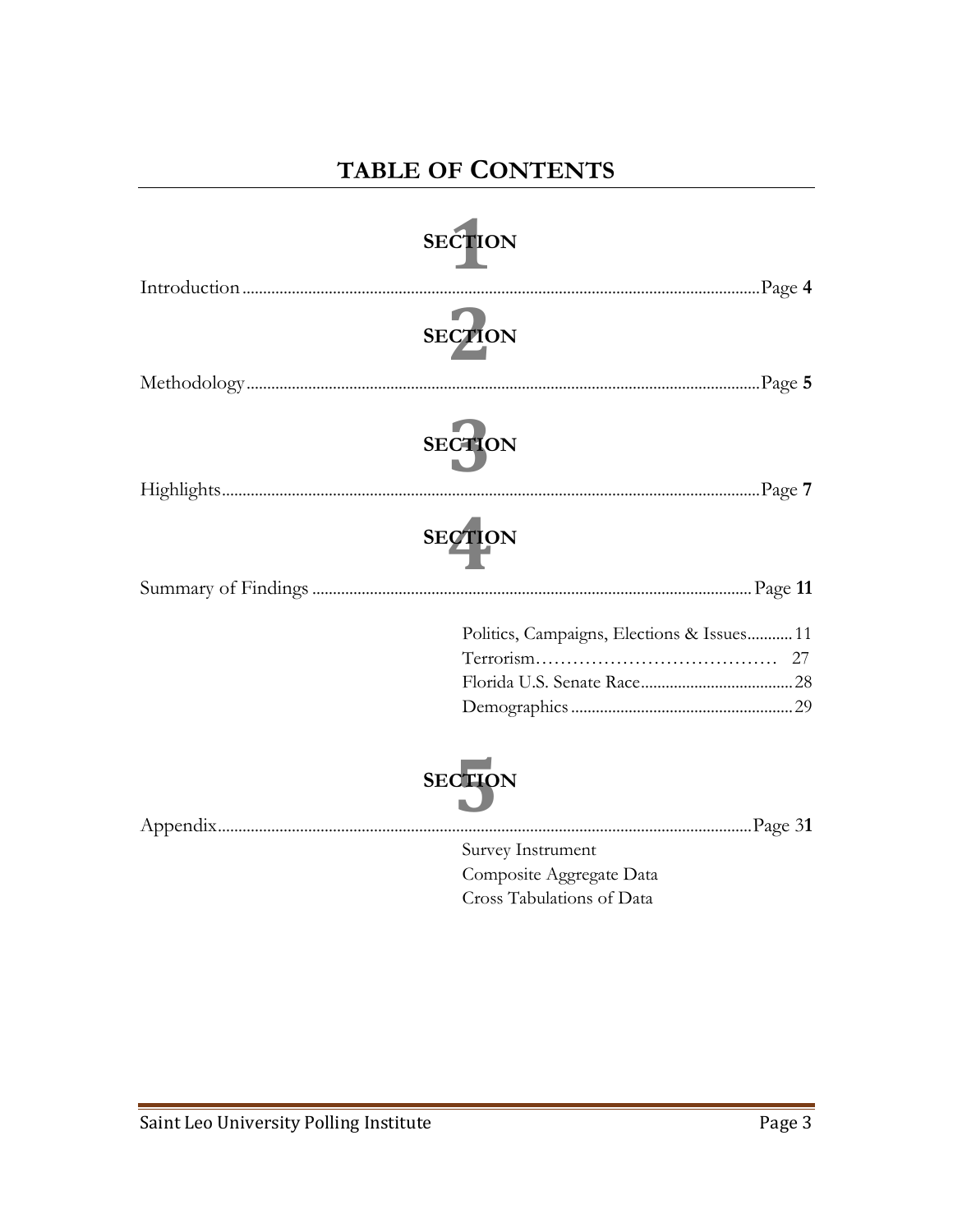# TABLE OF CONTENTS

## SECTION 1

Introduction.......................................................Page **4**

## SECTION 2

Methodology.......................................................Page **5**

## SECTION 3

Highlights.......................................................Page **7**

## SECTION 4

Summary of Findings .......................................................Page **11**

- Politics, Campaigns, Elections & Issues...........11
- Terrorism...................................... 27
- Florida U.S. Senate Race.....................................28
- Demographics.....................................................29

## SECTION 5

Appendix.......................................................Page 3**1**

- Survey Instrument
- Composite Aggregate Data
- Cross Tabulations of Data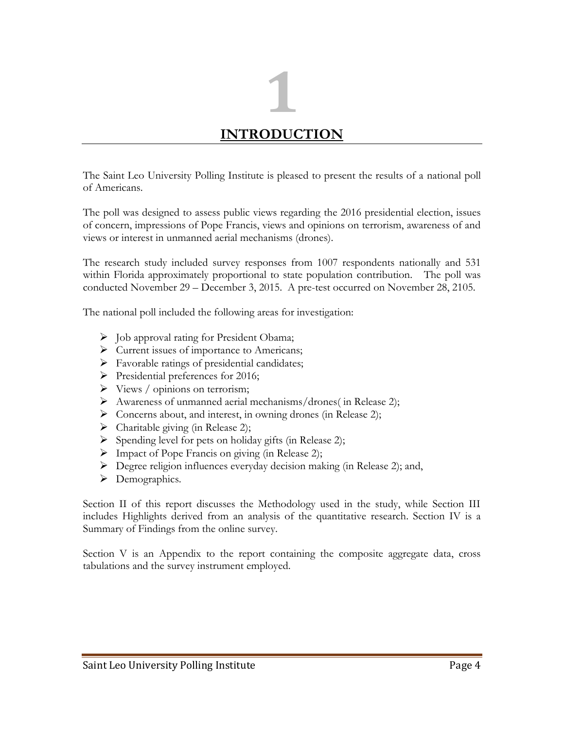# 1

# INTRODUCTION

The Saint Leo University Polling Institute is pleased to present the results of a national poll of Americans.

The poll was designed to assess public views regarding the 2016 presidential election, issues of concern, impressions of Pope Francis, views and opinions on terrorism, awareness of and views or interest in unmanned aerial mechanisms (drones).

The research study included survey responses from 1007 respondents nationally and 531 within Florida approximately proportional to state population contribution. The poll was conducted November 29 – December 3, 2015. A pre-test occurred on November 28, 2105.

The national poll included the following areas for investigation:

- Job approval rating for President Obama;
- Current issues of importance to Americans;
- Favorable ratings of presidential candidates;
- Presidential preferences for 2016;
- Views / opinions on terrorism;
- Awareness of unmanned aerial mechanisms/drones( in Release 2);
- Concerns about, and interest, in owning drones (in Release 2);
- Charitable giving (in Release 2);
- Spending level for pets on holiday gifts (in Release 2);
- Impact of Pope Francis on giving (in Release 2);
- Degree religion influences everyday decision making (in Release 2); and,
- Demographics.

Section II of this report discusses the Methodology used in the study, while Section III includes Highlights derived from an analysis of the quantitative research. Section IV is a Summary of Findings from the online survey.

Section V is an Appendix to the report containing the composite aggregate data, cross tabulations and the survey instrument employed.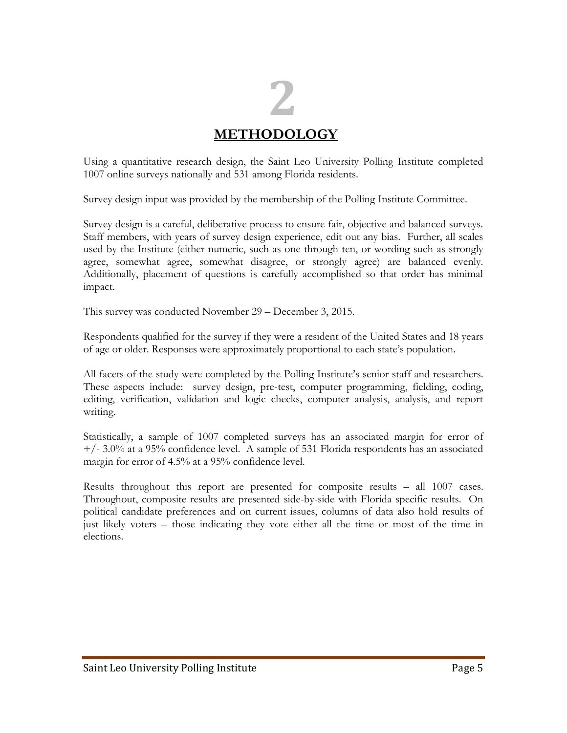# 2

## METHODOLOGY

Using a quantitative research design, the Saint Leo University Polling Institute completed 1007 online surveys nationally and 531 among Florida residents.

Survey design input was provided by the membership of the Polling Institute Committee.

Survey design is a careful, deliberative process to ensure fair, objective and balanced surveys. Staff members, with years of survey design experience, edit out any bias. Further, all scales used by the Institute (either numeric, such as one through ten, or wording such as strongly agree, somewhat agree, somewhat disagree, or strongly agree) are balanced evenly. Additionally, placement of questions is carefully accomplished so that order has minimal impact.

This survey was conducted November 29 – December 3, 2015.

Respondents qualified for the survey if they were a resident of the United States and 18 years of age or older. Responses were approximately proportional to each state's population.

All facets of the study were completed by the Polling Institute's senior staff and researchers. These aspects include: survey design, pre-test, computer programming, fielding, coding, editing, verification, validation and logic checks, computer analysis, analysis, and report writing.

Statistically, a sample of 1007 completed surveys has an associated margin for error of +/- 3.0% at a 95% confidence level. A sample of 531 Florida respondents has an associated margin for error of 4.5% at a 95% confidence level.

Results throughout this report are presented for composite results – all 1007 cases. Throughout, composite results are presented side-by-side with Florida specific results. On political candidate preferences and on current issues, columns of data also hold results of just likely voters – those indicating they vote either all the time or most of the time in elections.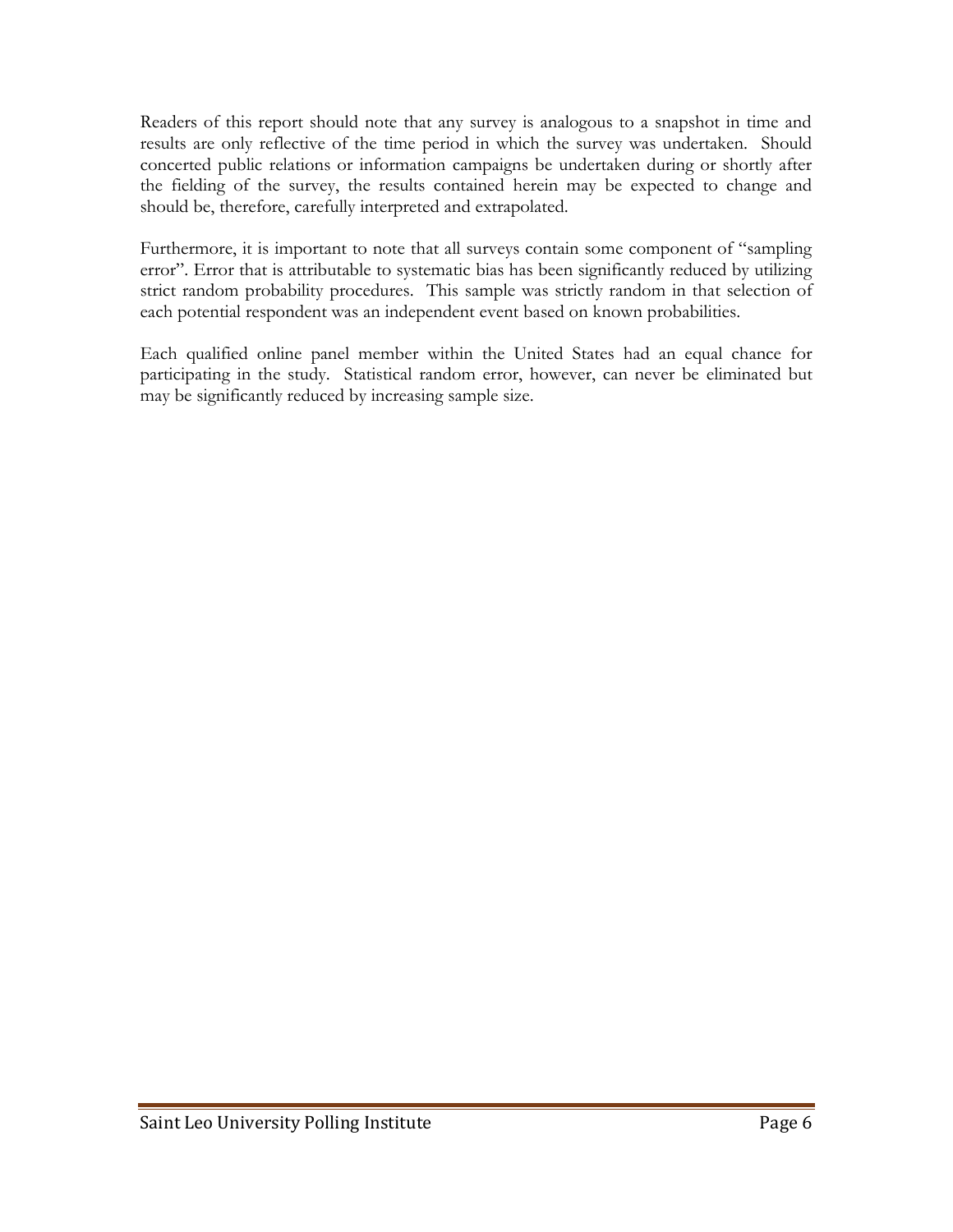Readers of this report should note that any survey is analogous to a snapshot in time and results are only reflective of the time period in which the survey was undertaken. Should concerted public relations or information campaigns be undertaken during or shortly after the fielding of the survey, the results contained herein may be expected to change and should be, therefore, carefully interpreted and extrapolated.

Furthermore, it is important to note that all surveys contain some component of "sampling error". Error that is attributable to systematic bias has been significantly reduced by utilizing strict random probability procedures. This sample was strictly random in that selection of each potential respondent was an independent event based on known probabilities.

Each qualified online panel member within the United States had an equal chance for participating in the study. Statistical random error, however, can never be eliminated but may be significantly reduced by increasing sample size.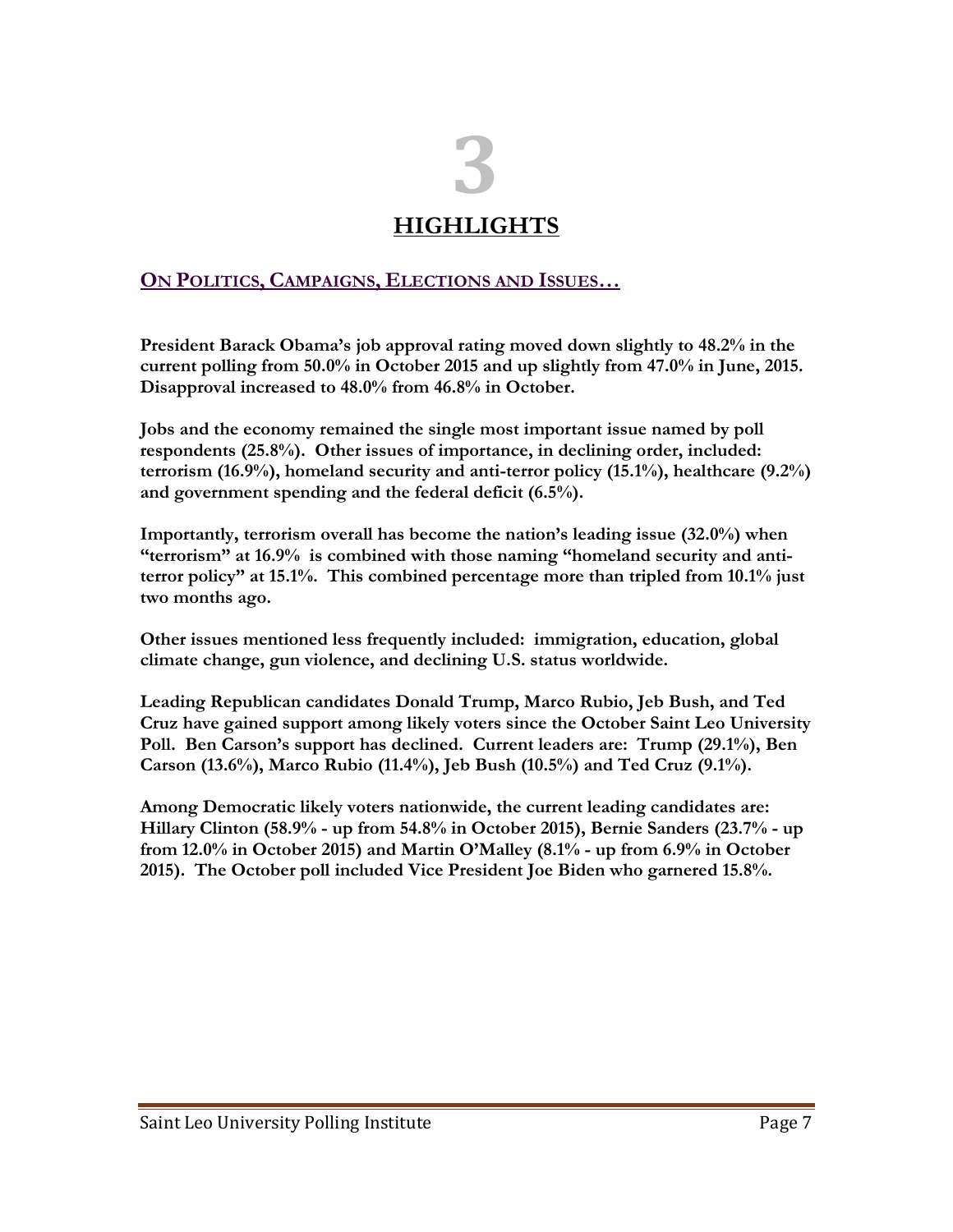# 3

# HIGHLIGHTS

## ON POLITICS, CAMPAIGNS, ELECTIONS AND ISSUES…

**President Barack Obama's job approval rating moved down slightly to 48.2% in the current polling from 50.0% in October 2015 and up slightly from 47.0% in June, 2015. Disapproval increased to 48.0% from 46.8% in October.**

**Jobs and the economy remained the single most important issue named by poll respondents (25.8%). Other issues of importance, in declining order, included: terrorism (16.9%), homeland security and anti-terror policy (15.1%), healthcare (9.2%) and government spending and the federal deficit (6.5%).**

**Importantly, terrorism overall has become the nation's leading issue (32.0%) when "terrorism" at 16.9% is combined with those naming "homeland security and anti-terror policy" at 15.1%. This combined percentage more than tripled from 10.1% just two months ago.**

**Other issues mentioned less frequently included: immigration, education, global climate change, gun violence, and declining U.S. status worldwide.**

**Leading Republican candidates Donald Trump, Marco Rubio, Jeb Bush, and Ted Cruz have gained support among likely voters since the October Saint Leo University Poll. Ben Carson's support has declined. Current leaders are: Trump (29.1%), Ben Carson (13.6%), Marco Rubio (11.4%), Jeb Bush (10.5%) and Ted Cruz (9.1%).**

**Among Democratic likely voters nationwide, the current leading candidates are: Hillary Clinton (58.9% - up from 54.8% in October 2015), Bernie Sanders (23.7% - up from 12.0% in October 2015) and Martin O'Malley (8.1% - up from 6.9% in October 2015). The October poll included Vice President Joe Biden who garnered 15.8%.**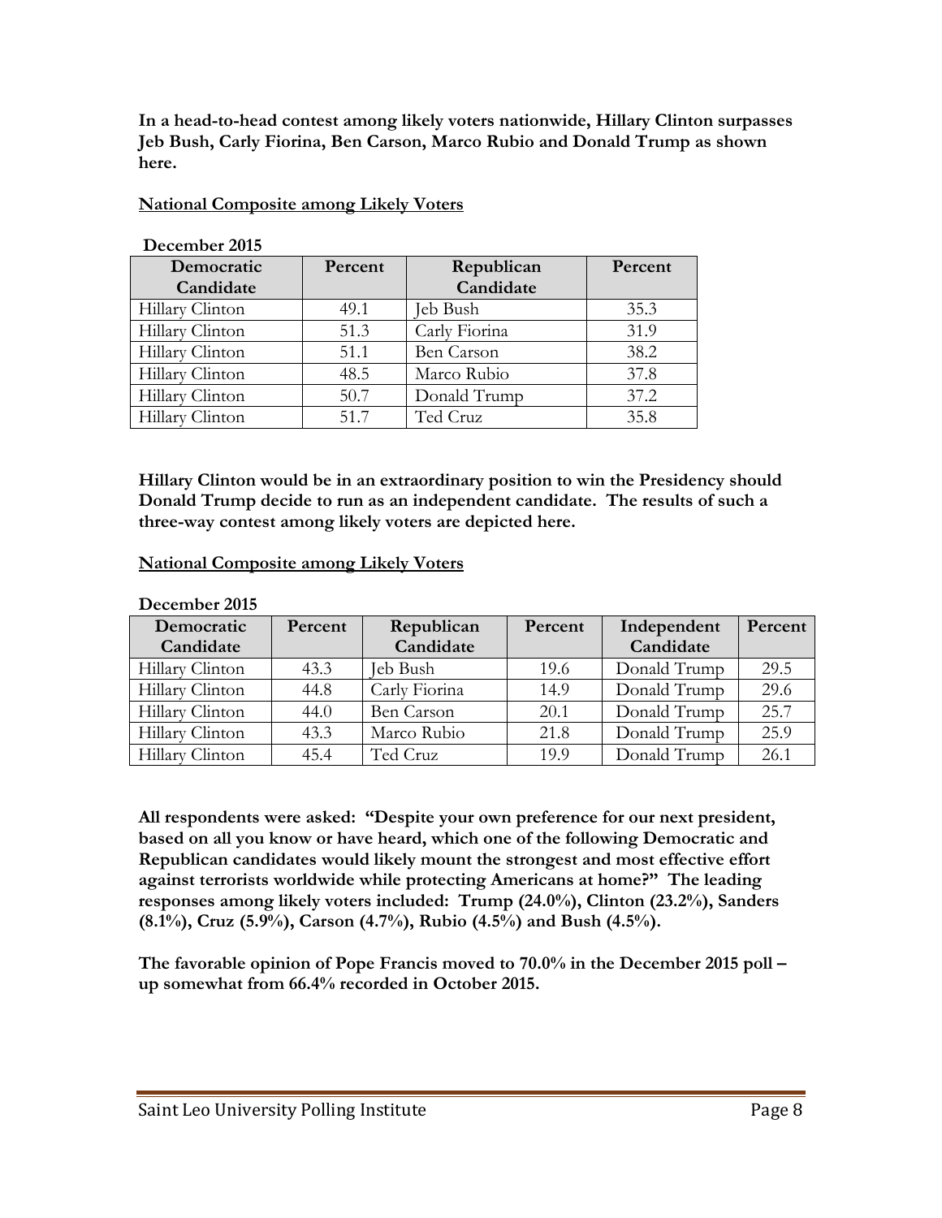**In a head-to-head contest among likely voters nationwide, Hillary Clinton surpasses Jeb Bush, Carly Fiorina, Ben Carson, Marco Rubio and Donald Trump as shown here.**

**National Composite among Likely Voters**

**December 2015**

| Democratic Candidate | Percent | Republican Candidate | Percent |
|---|---|---|---|
| Hillary Clinton | 49.1 | Jeb Bush | 35.3 |
| Hillary Clinton | 51.3 | Carly Fiorina | 31.9 |
| Hillary Clinton | 51.1 | Ben Carson | 38.2 |
| Hillary Clinton | 48.5 | Marco Rubio | 37.8 |
| Hillary Clinton | 50.7 | Donald Trump | 37.2 |
| Hillary Clinton | 51.7 | Ted Cruz | 35.8 |

**Hillary Clinton would be in an extraordinary position to win the Presidency should Donald Trump decide to run as an independent candidate. The results of such a three-way contest among likely voters are depicted here.**

**National Composite among Likely Voters**

**December 2015**

| Democratic Candidate | Percent | Republican Candidate | Percent | Independent Candidate | Percent |
|---|---|---|---|---|---|
| Hillary Clinton | 43.3 | Jeb Bush | 19.6 | Donald Trump | 29.5 |
| Hillary Clinton | 44.8 | Carly Fiorina | 14.9 | Donald Trump | 29.6 |
| Hillary Clinton | 44.0 | Ben Carson | 20.1 | Donald Trump | 25.7 |
| Hillary Clinton | 43.3 | Marco Rubio | 21.8 | Donald Trump | 25.9 |
| Hillary Clinton | 45.4 | Ted Cruz | 19.9 | Donald Trump | 26.1 |

**All respondents were asked: "Despite your own preference for our next president, based on all you know or have heard, which one of the following Democratic and Republican candidates would likely mount the strongest and most effective effort against terrorists worldwide while protecting Americans at home?" The leading responses among likely voters included: Trump (24.0%), Clinton (23.2%), Sanders (8.1%), Cruz (5.9%), Carson (4.7%), Rubio (4.5%) and Bush (4.5%).**

**The favorable opinion of Pope Francis moved to 70.0% in the December 2015 poll – up somewhat from 66.4% recorded in October 2015.**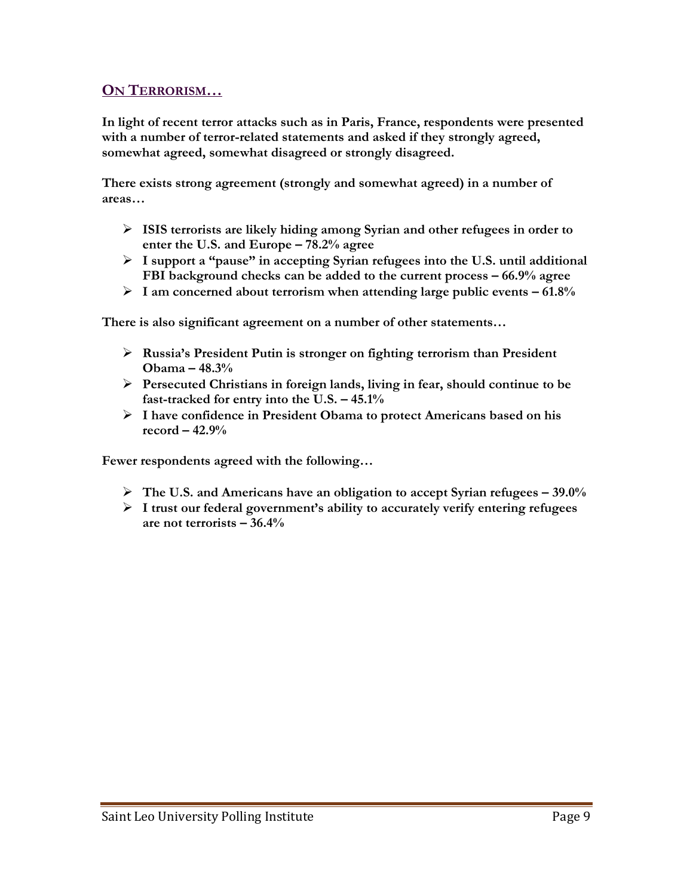## ON TERRORISM…

**In light of recent terror attacks such as in Paris, France, respondents were presented with a number of terror-related statements and asked if they strongly agreed, somewhat agreed, somewhat disagreed or strongly disagreed.**

**There exists strong agreement (strongly and somewhat agreed) in a number of areas…**

- **ISIS terrorists are likely hiding among Syrian and other refugees in order to enter the U.S. and Europe – 78.2% agree**
- **I support a "pause" in accepting Syrian refugees into the U.S. until additional FBI background checks can be added to the current process – 66.9% agree**
- **I am concerned about terrorism when attending large public events – 61.8%**

**There is also significant agreement on a number of other statements…**

- **Russia's President Putin is stronger on fighting terrorism than President Obama – 48.3%**
- **Persecuted Christians in foreign lands, living in fear, should continue to be fast-tracked for entry into the U.S. – 45.1%**
- **I have confidence in President Obama to protect Americans based on his record – 42.9%**

**Fewer respondents agreed with the following…**

- **The U.S. and Americans have an obligation to accept Syrian refugees – 39.0%**
- **I trust our federal government's ability to accurately verify entering refugees are not terrorists – 36.4%**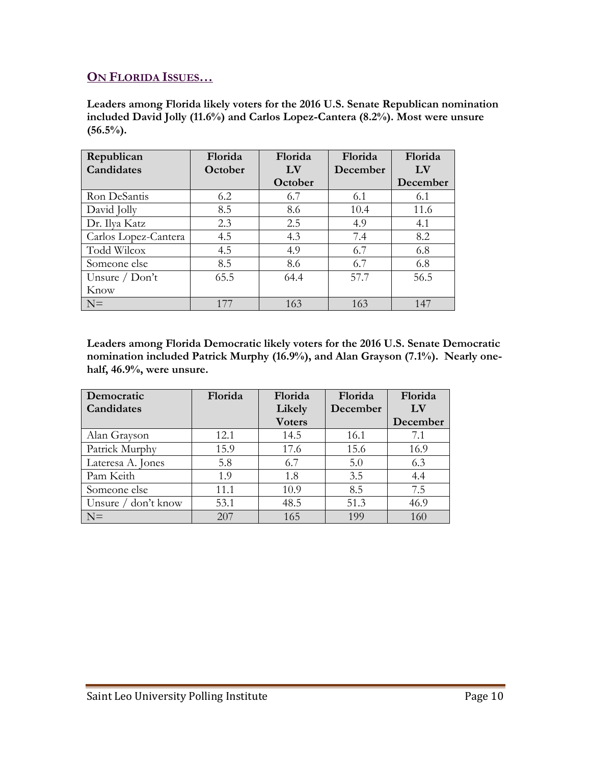## On Florida Issues…

**Leaders among Florida likely voters for the 2016 U.S. Senate Republican nomination included David Jolly (11.6%) and Carlos Lopez-Cantera (8.2%). Most were unsure (56.5%).**

| Republican Candidates | Florida October | Florida LV October | Florida December | Florida LV December |
|---|---|---|---|---|
| Ron DeSantis | 6.2 | 6.7 | 6.1 | 6.1 |
| David Jolly | 8.5 | 8.6 | 10.4 | 11.6 |
| Dr. Ilya Katz | 2.3 | 2.5 | 4.9 | 4.1 |
| Carlos Lopez-Cantera | 4.5 | 4.3 | 7.4 | 8.2 |
| Todd Wilcox | 4.5 | 4.9 | 6.7 | 6.8 |
| Someone else | 8.5 | 8.6 | 6.7 | 6.8 |
| Unsure / Don't Know | 65.5 | 64.4 | 57.7 | 56.5 |
| N= | 177 | 163 | 163 | 147 |

**Leaders among Florida Democratic likely voters for the 2016 U.S. Senate Democratic nomination included Patrick Murphy (16.9%), and Alan Grayson (7.1%). Nearly one-half, 46.9%, were unsure.**

| Democratic Candidates | Florida | Florida Likely Voters | Florida December | Florida LV December |
|---|---|---|---|---|
| Alan Grayson | 12.1 | 14.5 | 16.1 | 7.1 |
| Patrick Murphy | 15.9 | 17.6 | 15.6 | 16.9 |
| Lateresa A. Jones | 5.8 | 6.7 | 5.0 | 6.3 |
| Pam Keith | 1.9 | 1.8 | 3.5 | 4.4 |
| Someone else | 11.1 | 10.9 | 8.5 | 7.5 |
| Unsure / don't know | 53.1 | 48.5 | 51.3 | 46.9 |
| N= | 207 | 165 | 199 | 160 |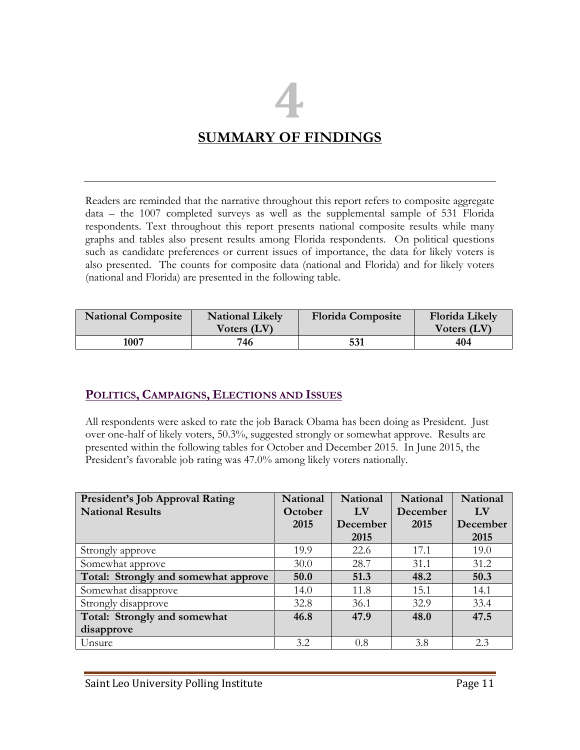# 4

# SUMMARY OF FINDINGS

Readers are reminded that the narrative throughout this report refers to composite aggregate data – the 1007 completed surveys as well as the supplemental sample of 531 Florida respondents. Text throughout this report presents national composite results while many graphs and tables also present results among Florida respondents. On political questions such as candidate preferences or current issues of importance, the data for likely voters is also presented. The counts for composite data (national and Florida) and for likely voters (national and Florida) are presented in the following table.

| National Composite | National Likely Voters (LV) | Florida Composite | Florida Likely Voters (LV) |
|---|---|---|---|
| 1007 | 746 | 531 | 404 |

## POLITICS, CAMPAIGNS, ELECTIONS AND ISSUES

All respondents were asked to rate the job Barack Obama has been doing as President. Just over one-half of likely voters, 50.3%, suggested strongly or somewhat approve. Results are presented within the following tables for October and December 2015. In June 2015, the President's favorable job rating was 47.0% among likely voters nationally.

| President's Job Approval Rating National Results | National October 2015 | National LV December 2015 | National December 2015 | National LV December 2015 |
|---|---|---|---|---|
| Strongly approve | 19.9 | 22.6 | 17.1 | 19.0 |
| Somewhat approve | 30.0 | 28.7 | 31.1 | 31.2 |
| **Total: Strongly and somewhat approve** | **50.0** | **51.3** | **48.2** | **50.3** |
| Somewhat disapprove | 14.0 | 11.8 | 15.1 | 14.1 |
| Strongly disapprove | 32.8 | 36.1 | 32.9 | 33.4 |
| **Total: Strongly and somewhat disapprove** | **46.8** | **47.9** | **48.0** | **47.5** |
| Unsure | 3.2 | 0.8 | 3.8 | 2.3 |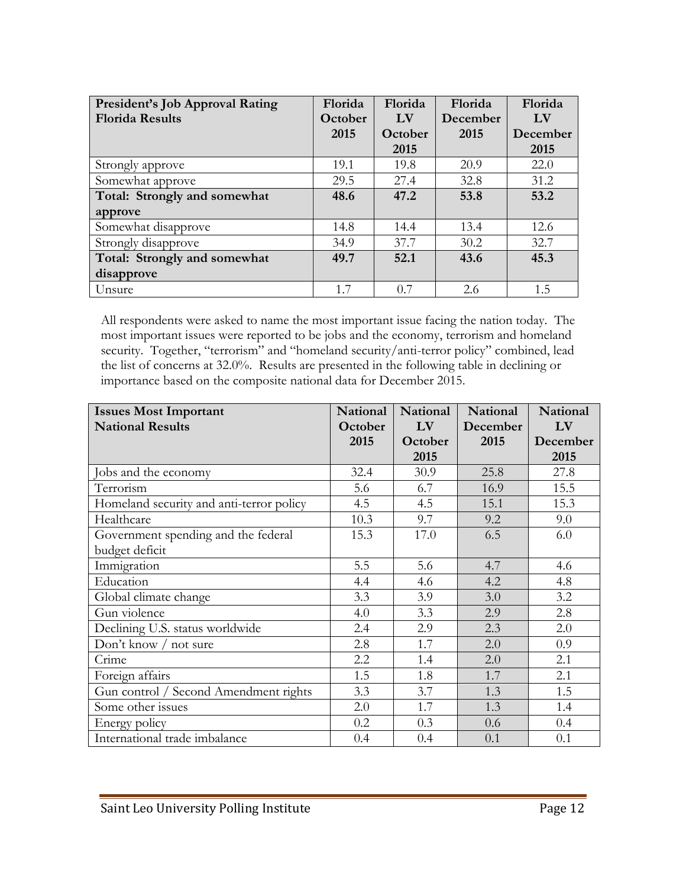| President's Job Approval Rating Florida Results | Florida October 2015 | Florida LV October 2015 | Florida December 2015 | Florida LV December 2015 |
|---|---|---|---|---|
| Strongly approve | 19.1 | 19.8 | 20.9 | 22.0 |
| Somewhat approve | 29.5 | 27.4 | 32.8 | 31.2 |
| **Total: Strongly and somewhat approve** | **48.6** | **47.2** | **53.8** | **53.2** |
| Somewhat disapprove | 14.8 | 14.4 | 13.4 | 12.6 |
| Strongly disapprove | 34.9 | 37.7 | 30.2 | 32.7 |
| **Total: Strongly and somewhat disapprove** | **49.7** | **52.1** | **43.6** | **45.3** |
| Unsure | 1.7 | 0.7 | 2.6 | 1.5 |

All respondents were asked to name the most important issue facing the nation today. The most important issues were reported to be jobs and the economy, terrorism and homeland security. Together, "terrorism" and "homeland security/anti-terror policy" combined, lead the list of concerns at 32.0%. Results are presented in the following table in declining or importance based on the composite national data for December 2015.

| Issues Most Important National Results | National October 2015 | National LV October 2015 | National December 2015 | National LV December 2015 |
|---|---|---|---|---|
| Jobs and the economy | 32.4 | 30.9 | 25.8 | 27.8 |
| Terrorism | 5.6 | 6.7 | 16.9 | 15.5 |
| Homeland security and anti-terror policy | 4.5 | 4.5 | 15.1 | 15.3 |
| Healthcare | 10.3 | 9.7 | 9.2 | 9.0 |
| Government spending and the federal budget deficit | 15.3 | 17.0 | 6.5 | 6.0 |
| Immigration | 5.5 | 5.6 | 4.7 | 4.6 |
| Education | 4.4 | 4.6 | 4.2 | 4.8 |
| Global climate change | 3.3 | 3.9 | 3.0 | 3.2 |
| Gun violence | 4.0 | 3.3 | 2.9 | 2.8 |
| Declining U.S. status worldwide | 2.4 | 2.9 | 2.3 | 2.0 |
| Don't know / not sure | 2.8 | 1.7 | 2.0 | 0.9 |
| Crime | 2.2 | 1.4 | 2.0 | 2.1 |
| Foreign affairs | 1.5 | 1.8 | 1.7 | 2.1 |
| Gun control / Second Amendment rights | 3.3 | 3.7 | 1.3 | 1.5 |
| Some other issues | 2.0 | 1.7 | 1.3 | 1.4 |
| Energy policy | 0.2 | 0.3 | 0.6 | 0.4 |
| International trade imbalance | 0.4 | 0.4 | 0.1 | 0.1 |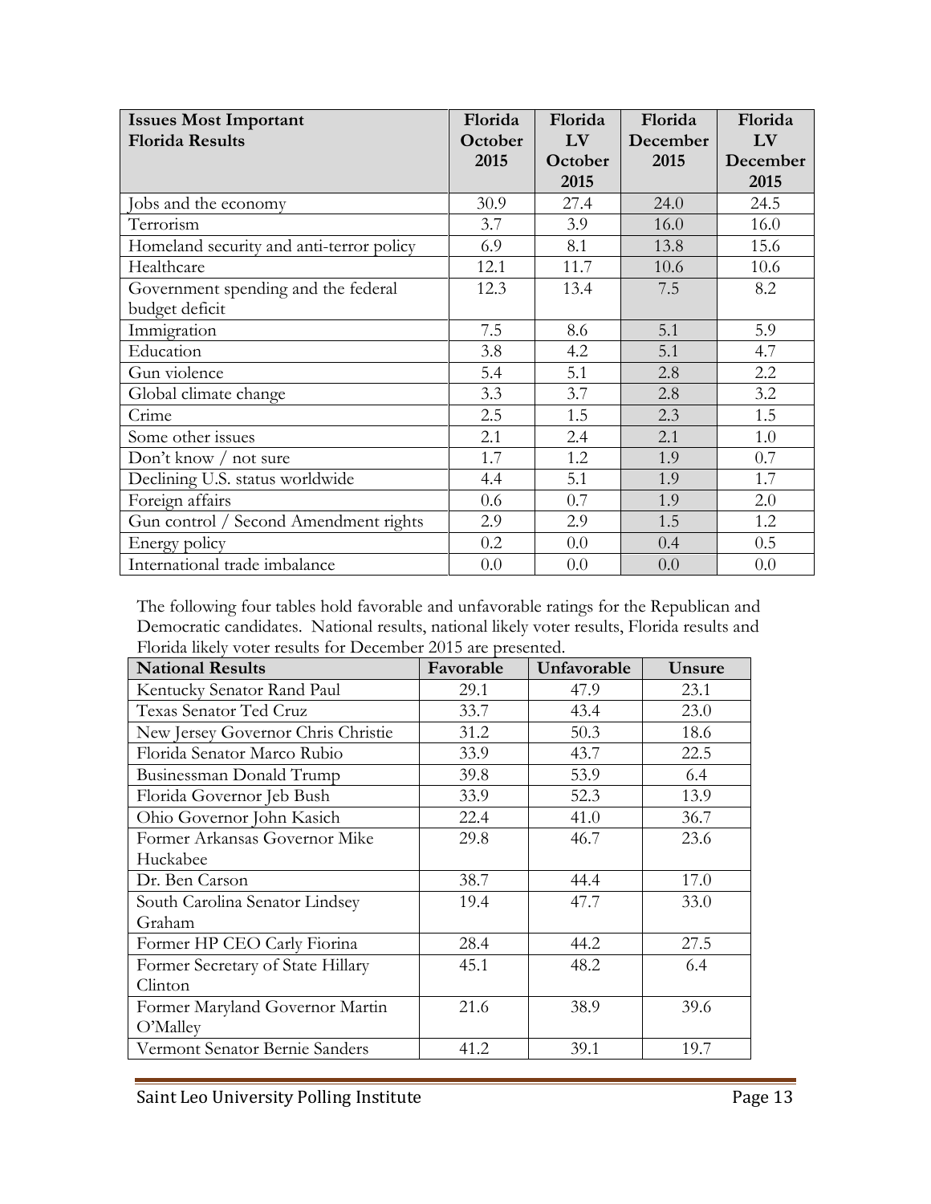| Issues Most Important<br>Florida Results | Florida October 2015 | Florida LV October 2015 | Florida December 2015 | Florida LV December 2015 |
|---|---|---|---|---|
| Jobs and the economy | 30.9 | 27.4 | 24.0 | 24.5 |
| Terrorism | 3.7 | 3.9 | 16.0 | 16.0 |
| Homeland security and anti-terror policy | 6.9 | 8.1 | 13.8 | 15.6 |
| Healthcare | 12.1 | 11.7 | 10.6 | 10.6 |
| Government spending and the federal budget deficit | 12.3 | 13.4 | 7.5 | 8.2 |
| Immigration | 7.5 | 8.6 | 5.1 | 5.9 |
| Education | 3.8 | 4.2 | 5.1 | 4.7 |
| Gun violence | 5.4 | 5.1 | 2.8 | 2.2 |
| Global climate change | 3.3 | 3.7 | 2.8 | 3.2 |
| Crime | 2.5 | 1.5 | 2.3 | 1.5 |
| Some other issues | 2.1 | 2.4 | 2.1 | 1.0 |
| Don't know / not sure | 1.7 | 1.2 | 1.9 | 0.7 |
| Declining U.S. status worldwide | 4.4 | 5.1 | 1.9 | 1.7 |
| Foreign affairs | 0.6 | 0.7 | 1.9 | 2.0 |
| Gun control / Second Amendment rights | 2.9 | 2.9 | 1.5 | 1.2 |
| Energy policy | 0.2 | 0.0 | 0.4 | 0.5 |
| International trade imbalance | 0.0 | 0.0 | 0.0 | 0.0 |

The following four tables hold favorable and unfavorable ratings for the Republican and Democratic candidates. National results, national likely voter results, Florida results and Florida likely voter results for December 2015 are presented.

| National Results | Favorable | Unfavorable | Unsure |
|---|---|---|---|
| Kentucky Senator Rand Paul | 29.1 | 47.9 | 23.1 |
| Texas Senator Ted Cruz | 33.7 | 43.4 | 23.0 |
| New Jersey Governor Chris Christie | 31.2 | 50.3 | 18.6 |
| Florida Senator Marco Rubio | 33.9 | 43.7 | 22.5 |
| Businessman Donald Trump | 39.8 | 53.9 | 6.4 |
| Florida Governor Jeb Bush | 33.9 | 52.3 | 13.9 |
| Ohio Governor John Kasich | 22.4 | 41.0 | 36.7 |
| Former Arkansas Governor Mike Huckabee | 29.8 | 46.7 | 23.6 |
| Dr. Ben Carson | 38.7 | 44.4 | 17.0 |
| South Carolina Senator Lindsey Graham | 19.4 | 47.7 | 33.0 |
| Former HP CEO Carly Fiorina | 28.4 | 44.2 | 27.5 |
| Former Secretary of State Hillary Clinton | 45.1 | 48.2 | 6.4 |
| Former Maryland Governor Martin O'Malley | 21.6 | 38.9 | 39.6 |
| Vermont Senator Bernie Sanders | 41.2 | 39.1 | 19.7 |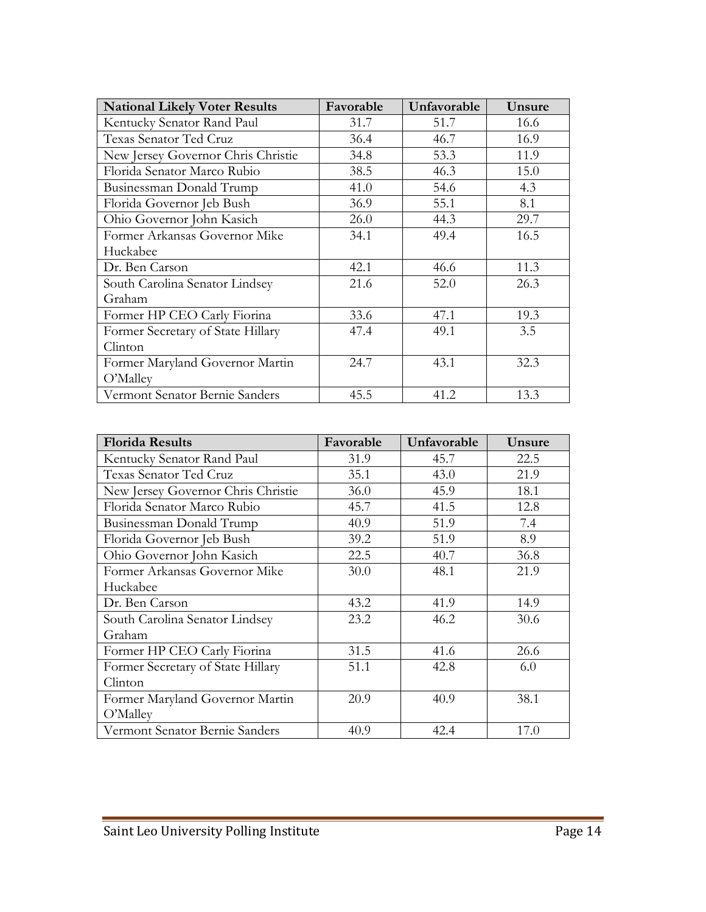| National Likely Voter Results | Favorable | Unfavorable | Unsure |
|---|---|---|---|
| Kentucky Senator Rand Paul | 31.7 | 51.7 | 16.6 |
| Texas Senator Ted Cruz | 36.4 | 46.7 | 16.9 |
| New Jersey Governor Chris Christie | 34.8 | 53.3 | 11.9 |
| Florida Senator Marco Rubio | 38.5 | 46.3 | 15.0 |
| Businessman Donald Trump | 41.0 | 54.6 | 4.3 |
| Florida Governor Jeb Bush | 36.9 | 55.1 | 8.1 |
| Ohio Governor John Kasich | 26.0 | 44.3 | 29.7 |
| Former Arkansas Governor Mike Huckabee | 34.1 | 49.4 | 16.5 |
| Dr. Ben Carson | 42.1 | 46.6 | 11.3 |
| South Carolina Senator Lindsey Graham | 21.6 | 52.0 | 26.3 |
| Former HP CEO Carly Fiorina | 33.6 | 47.1 | 19.3 |
| Former Secretary of State Hillary Clinton | 47.4 | 49.1 | 3.5 |
| Former Maryland Governor Martin O'Malley | 24.7 | 43.1 | 32.3 |
| Vermont Senator Bernie Sanders | 45.5 | 41.2 | 13.3 |

| Florida Results | Favorable | Unfavorable | Unsure |
|---|---|---|---|
| Kentucky Senator Rand Paul | 31.9 | 45.7 | 22.5 |
| Texas Senator Ted Cruz | 35.1 | 43.0 | 21.9 |
| New Jersey Governor Chris Christie | 36.0 | 45.9 | 18.1 |
| Florida Senator Marco Rubio | 45.7 | 41.5 | 12.8 |
| Businessman Donald Trump | 40.9 | 51.9 | 7.4 |
| Florida Governor Jeb Bush | 39.2 | 51.9 | 8.9 |
| Ohio Governor John Kasich | 22.5 | 40.7 | 36.8 |
| Former Arkansas Governor Mike Huckabee | 30.0 | 48.1 | 21.9 |
| Dr. Ben Carson | 43.2 | 41.9 | 14.9 |
| South Carolina Senator Lindsey Graham | 23.2 | 46.2 | 30.6 |
| Former HP CEO Carly Fiorina | 31.5 | 41.6 | 26.6 |
| Former Secretary of State Hillary Clinton | 51.1 | 42.8 | 6.0 |
| Former Maryland Governor Martin O'Malley | 20.9 | 40.9 | 38.1 |
| Vermont Senator Bernie Sanders | 40.9 | 42.4 | 17.0 |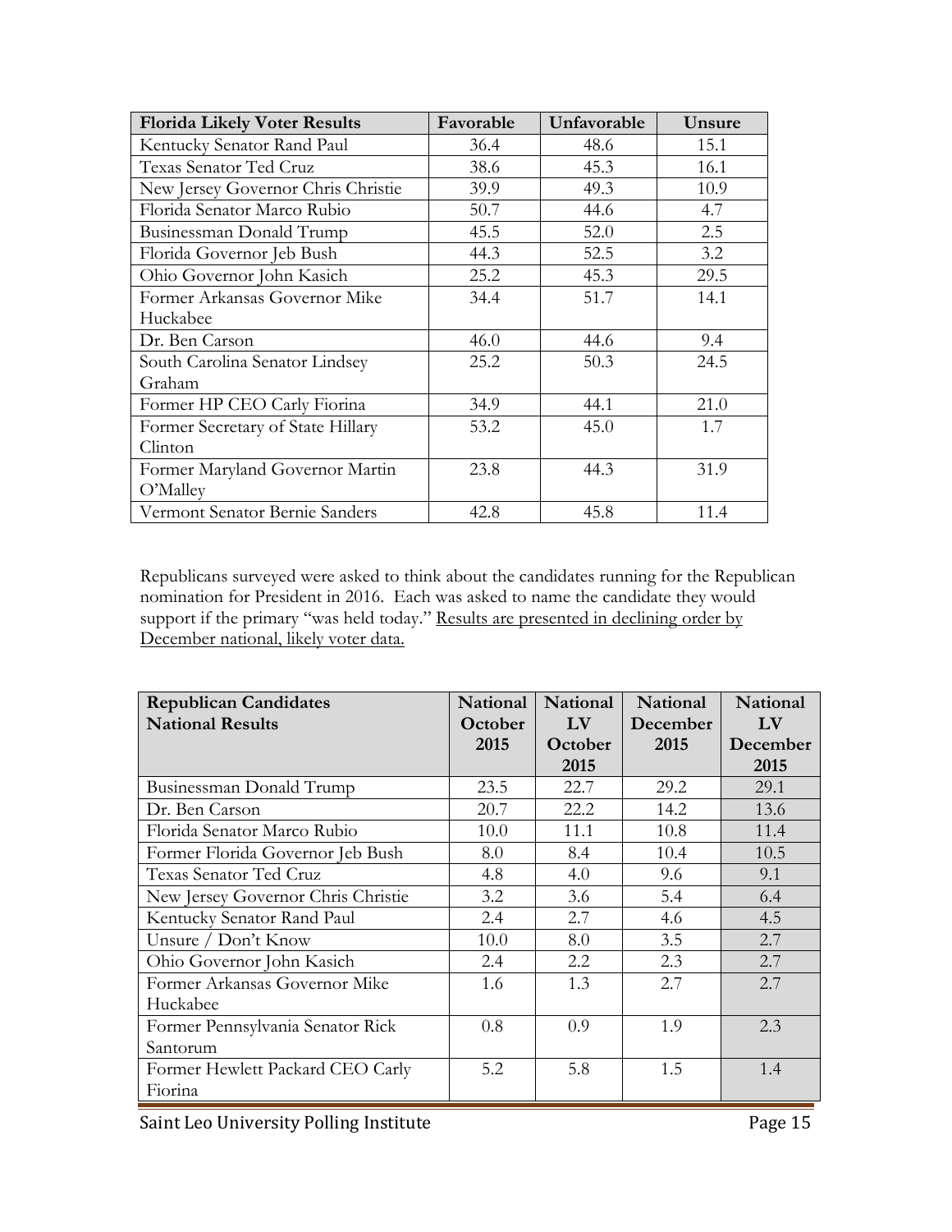| Florida Likely Voter Results | Favorable | Unfavorable | Unsure |
|---|---|---|---|
| Kentucky Senator Rand Paul | 36.4 | 48.6 | 15.1 |
| Texas Senator Ted Cruz | 38.6 | 45.3 | 16.1 |
| New Jersey Governor Chris Christie | 39.9 | 49.3 | 10.9 |
| Florida Senator Marco Rubio | 50.7 | 44.6 | 4.7 |
| Businessman Donald Trump | 45.5 | 52.0 | 2.5 |
| Florida Governor Jeb Bush | 44.3 | 52.5 | 3.2 |
| Ohio Governor John Kasich | 25.2 | 45.3 | 29.5 |
| Former Arkansas Governor Mike Huckabee | 34.4 | 51.7 | 14.1 |
| Dr. Ben Carson | 46.0 | 44.6 | 9.4 |
| South Carolina Senator Lindsey Graham | 25.2 | 50.3 | 24.5 |
| Former HP CEO Carly Fiorina | 34.9 | 44.1 | 21.0 |
| Former Secretary of State Hillary Clinton | 53.2 | 45.0 | 1.7 |
| Former Maryland Governor Martin O'Malley | 23.8 | 44.3 | 31.9 |
| Vermont Senator Bernie Sanders | 42.8 | 45.8 | 11.4 |

Republicans surveyed were asked to think about the candidates running for the Republican nomination for President in 2016. Each was asked to name the candidate they would support if the primary "was held today." Results are presented in declining order by December national, likely voter data.

| Republican Candidates National Results | National October 2015 | National LV October 2015 | National December 2015 | National LV December 2015 |
|---|---|---|---|---|
| Businessman Donald Trump | 23.5 | 22.7 | 29.2 | 29.1 |
| Dr. Ben Carson | 20.7 | 22.2 | 14.2 | 13.6 |
| Florida Senator Marco Rubio | 10.0 | 11.1 | 10.8 | 11.4 |
| Former Florida Governor Jeb Bush | 8.0 | 8.4 | 10.4 | 10.5 |
| Texas Senator Ted Cruz | 4.8 | 4.0 | 9.6 | 9.1 |
| New Jersey Governor Chris Christie | 3.2 | 3.6 | 5.4 | 6.4 |
| Kentucky Senator Rand Paul | 2.4 | 2.7 | 4.6 | 4.5 |
| Unsure / Don't Know | 10.0 | 8.0 | 3.5 | 2.7 |
| Ohio Governor John Kasich | 2.4 | 2.2 | 2.3 | 2.7 |
| Former Arkansas Governor Mike Huckabee | 1.6 | 1.3 | 2.7 | 2.7 |
| Former Pennsylvania Senator Rick Santorum | 0.8 | 0.9 | 1.9 | 2.3 |
| Former Hewlett Packard CEO Carly Fiorina | 5.2 | 5.8 | 1.5 | 1.4 |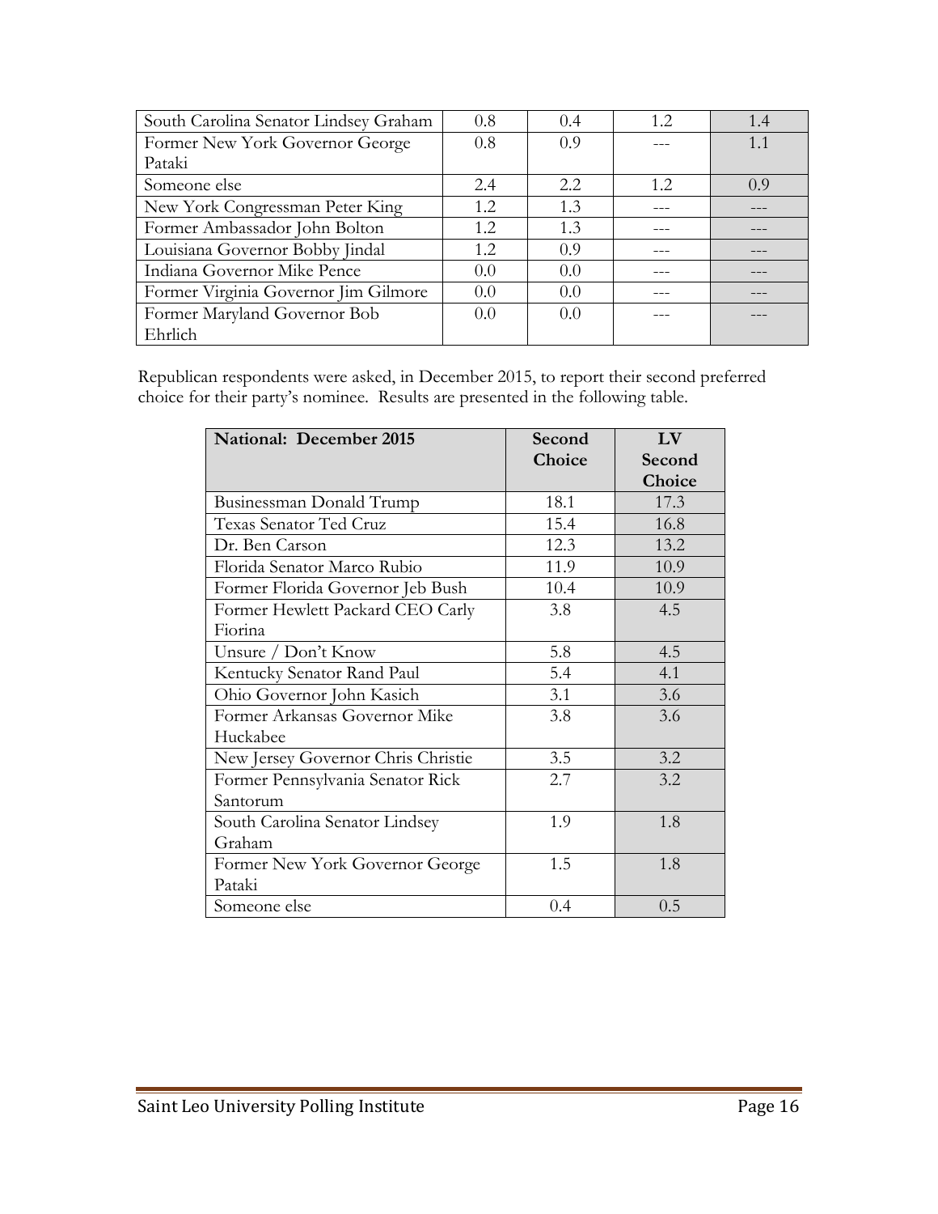| | | | | |
|---|---|---|---|---|
| South Carolina Senator Lindsey Graham | 0.8 | 0.4 | 1.2 | 1.4 |
| Former New York Governor George Pataki | 0.8 | 0.9 | --- | 1.1 |
| Someone else | 2.4 | 2.2 | 1.2 | 0.9 |
| New York Congressman Peter King | 1.2 | 1.3 | --- | --- |
| Former Ambassador John Bolton | 1.2 | 1.3 | --- | --- |
| Louisiana Governor Bobby Jindal | 1.2 | 0.9 | --- | --- |
| Indiana Governor Mike Pence | 0.0 | 0.0 | --- | --- |
| Former Virginia Governor Jim Gilmore | 0.0 | 0.0 | --- | --- |
| Former Maryland Governor Bob Ehrlich | 0.0 | 0.0 | --- | --- |

Republican respondents were asked, in December 2015, to report their second preferred choice for their party's nominee. Results are presented in the following table.

| National: December 2015 | Second Choice | LV Second Choice |
|---|---|---|
| Businessman Donald Trump | 18.1 | 17.3 |
| Texas Senator Ted Cruz | 15.4 | 16.8 |
| Dr. Ben Carson | 12.3 | 13.2 |
| Florida Senator Marco Rubio | 11.9 | 10.9 |
| Former Florida Governor Jeb Bush | 10.4 | 10.9 |
| Former Hewlett Packard CEO Carly Fiorina | 3.8 | 4.5 |
| Unsure / Don't Know | 5.8 | 4.5 |
| Kentucky Senator Rand Paul | 5.4 | 4.1 |
| Ohio Governor John Kasich | 3.1 | 3.6 |
| Former Arkansas Governor Mike Huckabee | 3.8 | 3.6 |
| New Jersey Governor Chris Christie | 3.5 | 3.2 |
| Former Pennsylvania Senator Rick Santorum | 2.7 | 3.2 |
| South Carolina Senator Lindsey Graham | 1.9 | 1.8 |
| Former New York Governor George Pataki | 1.5 | 1.8 |
| Someone else | 0.4 | 0.5 |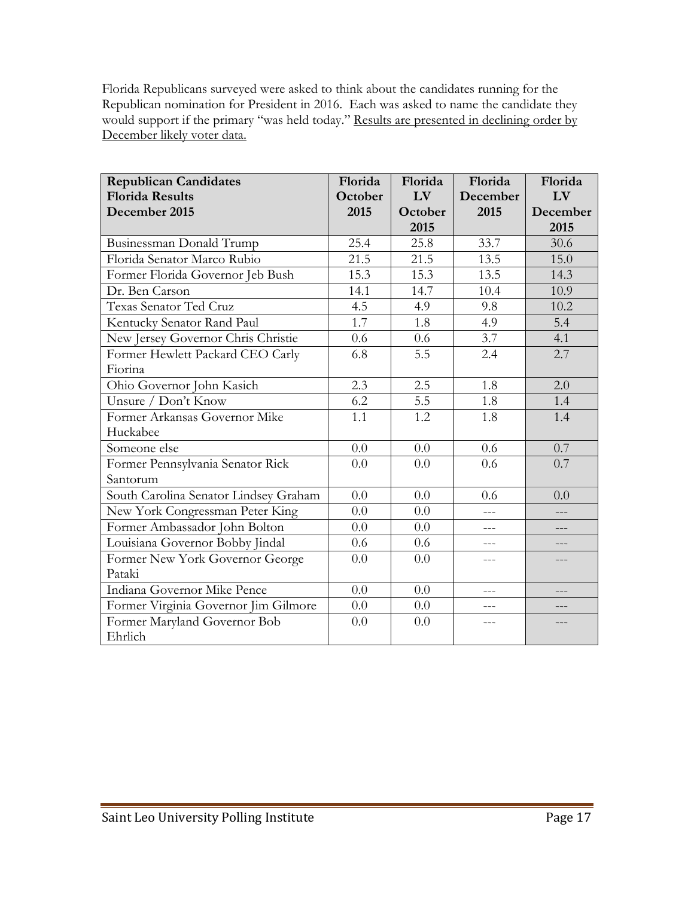Florida Republicans surveyed were asked to think about the candidates running for the Republican nomination for President in 2016. Each was asked to name the candidate they would support if the primary "was held today." <u>Results are presented in declining order by December likely voter data.</u>

| **Republican Candidates Florida Results December 2015** | **Florida October 2015** | **Florida LV October 2015** | **Florida December 2015** | **Florida LV December 2015** |
|---|---|---|---|---|
| Businessman Donald Trump | 25.4 | 25.8 | 33.7 | 30.6 |
| Florida Senator Marco Rubio | 21.5 | 21.5 | 13.5 | 15.0 |
| Former Florida Governor Jeb Bush | 15.3 | 15.3 | 13.5 | 14.3 |
| Dr. Ben Carson | 14.1 | 14.7 | 10.4 | 10.9 |
| Texas Senator Ted Cruz | 4.5 | 4.9 | 9.8 | 10.2 |
| Kentucky Senator Rand Paul | 1.7 | 1.8 | 4.9 | 5.4 |
| New Jersey Governor Chris Christie | 0.6 | 0.6 | 3.7 | 4.1 |
| Former Hewlett Packard CEO Carly Fiorina | 6.8 | 5.5 | 2.4 | 2.7 |
| Ohio Governor John Kasich | 2.3 | 2.5 | 1.8 | 2.0 |
| Unsure / Don't Know | 6.2 | 5.5 | 1.8 | 1.4 |
| Former Arkansas Governor Mike Huckabee | 1.1 | 1.2 | 1.8 | 1.4 |
| Someone else | 0.0 | 0.0 | 0.6 | 0.7 |
| Former Pennsylvania Senator Rick Santorum | 0.0 | 0.0 | 0.6 | 0.7 |
| South Carolina Senator Lindsey Graham | 0.0 | 0.0 | 0.6 | 0.0 |
| New York Congressman Peter King | 0.0 | 0.0 | --- | --- |
| Former Ambassador John Bolton | 0.0 | 0.0 | --- | --- |
| Louisiana Governor Bobby Jindal | 0.6 | 0.6 | --- | --- |
| Former New York Governor George Pataki | 0.0 | 0.0 | --- | --- |
| Indiana Governor Mike Pence | 0.0 | 0.0 | --- | --- |
| Former Virginia Governor Jim Gilmore | 0.0 | 0.0 | --- | --- |
| Former Maryland Governor Bob Ehrlich | 0.0 | 0.0 | --- | --- |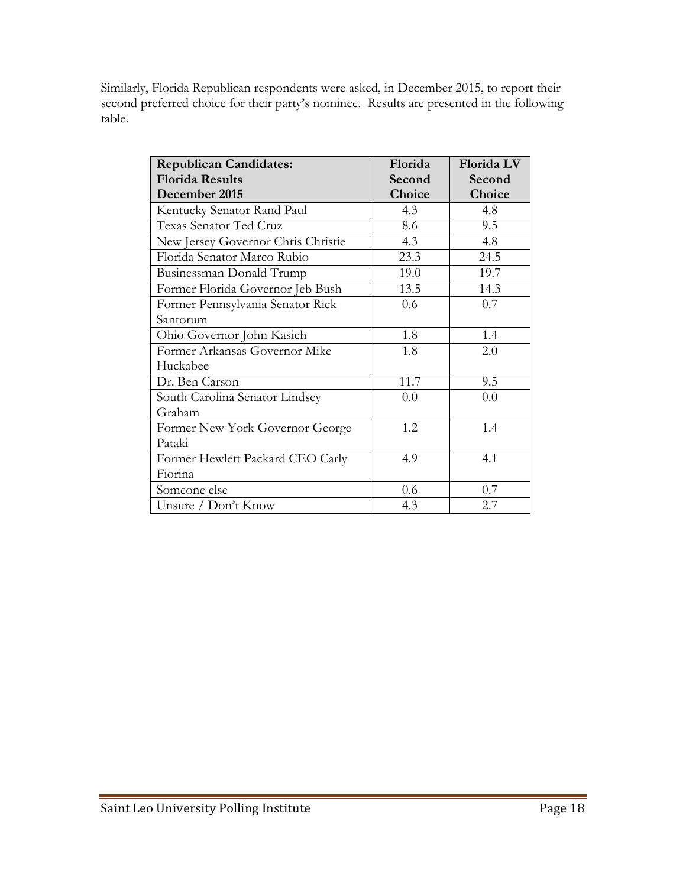Similarly, Florida Republican respondents were asked, in December 2015, to report their second preferred choice for their party's nominee. Results are presented in the following table.

| Republican Candidates: Florida Results December 2015 | Florida Second Choice | Florida LV Second Choice |
|---|---|---|
| Kentucky Senator Rand Paul | 4.3 | 4.8 |
| Texas Senator Ted Cruz | 8.6 | 9.5 |
| New Jersey Governor Chris Christie | 4.3 | 4.8 |
| Florida Senator Marco Rubio | 23.3 | 24.5 |
| Businessman Donald Trump | 19.0 | 19.7 |
| Former Florida Governor Jeb Bush | 13.5 | 14.3 |
| Former Pennsylvania Senator Rick Santorum | 0.6 | 0.7 |
| Ohio Governor John Kasich | 1.8 | 1.4 |
| Former Arkansas Governor Mike Huckabee | 1.8 | 2.0 |
| Dr. Ben Carson | 11.7 | 9.5 |
| South Carolina Senator Lindsey Graham | 0.0 | 0.0 |
| Former New York Governor George Pataki | 1.2 | 1.4 |
| Former Hewlett Packard CEO Carly Fiorina | 4.9 | 4.1 |
| Someone else | 0.6 | 0.7 |
| Unsure / Don't Know | 4.3 | 2.7 |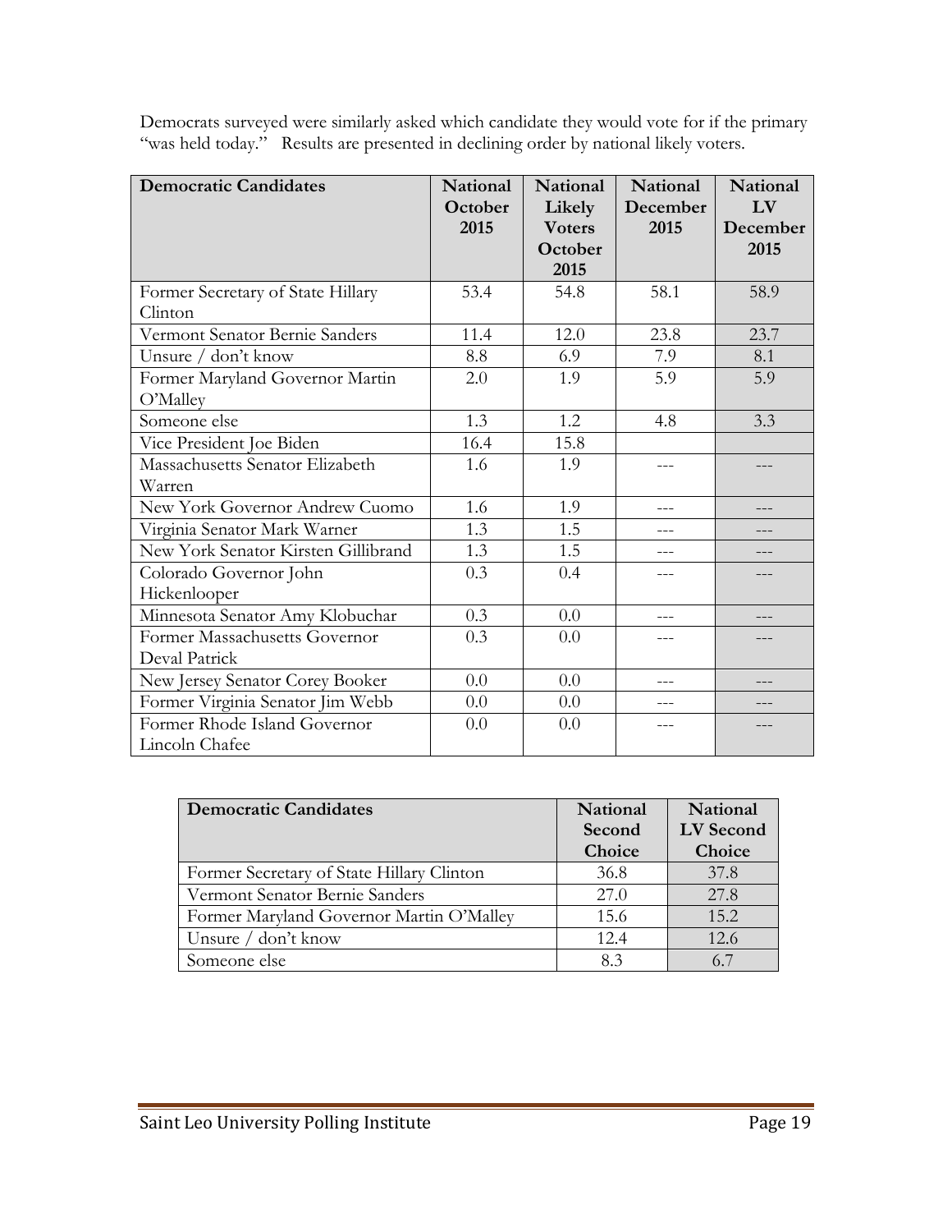Democrats surveyed were similarly asked which candidate they would vote for if the primary "was held today." Results are presented in declining order by national likely voters.

| Democratic Candidates | National October 2015 | National Likely Voters October 2015 | National December 2015 | National LV December 2015 |
|---|---|---|---|---|
| Former Secretary of State Hillary Clinton | 53.4 | 54.8 | 58.1 | 58.9 |
| Vermont Senator Bernie Sanders | 11.4 | 12.0 | 23.8 | 23.7 |
| Unsure / don't know | 8.8 | 6.9 | 7.9 | 8.1 |
| Former Maryland Governor Martin O'Malley | 2.0 | 1.9 | 5.9 | 5.9 |
| Someone else | 1.3 | 1.2 | 4.8 | 3.3 |
| Vice President Joe Biden | 16.4 | 15.8 | | |
| Massachusetts Senator Elizabeth Warren | 1.6 | 1.9 | --- | --- |
| New York Governor Andrew Cuomo | 1.6 | 1.9 | --- | --- |
| Virginia Senator Mark Warner | 1.3 | 1.5 | --- | --- |
| New York Senator Kirsten Gillibrand | 1.3 | 1.5 | --- | --- |
| Colorado Governor John Hickenlooper | 0.3 | 0.4 | --- | --- |
| Minnesota Senator Amy Klobuchar | 0.3 | 0.0 | --- | --- |
| Former Massachusetts Governor Deval Patrick | 0.3 | 0.0 | --- | --- |
| New Jersey Senator Corey Booker | 0.0 | 0.0 | --- | --- |
| Former Virginia Senator Jim Webb | 0.0 | 0.0 | --- | --- |
| Former Rhode Island Governor Lincoln Chafee | 0.0 | 0.0 | --- | --- |

| Democratic Candidates | National Second Choice | National LV Second Choice |
|---|---|---|
| Former Secretary of State Hillary Clinton | 36.8 | 37.8 |
| Vermont Senator Bernie Sanders | 27.0 | 27.8 |
| Former Maryland Governor Martin O'Malley | 15.6 | 15.2 |
| Unsure / don't know | 12.4 | 12.6 |
| Someone else | 8.3 | 6.7 |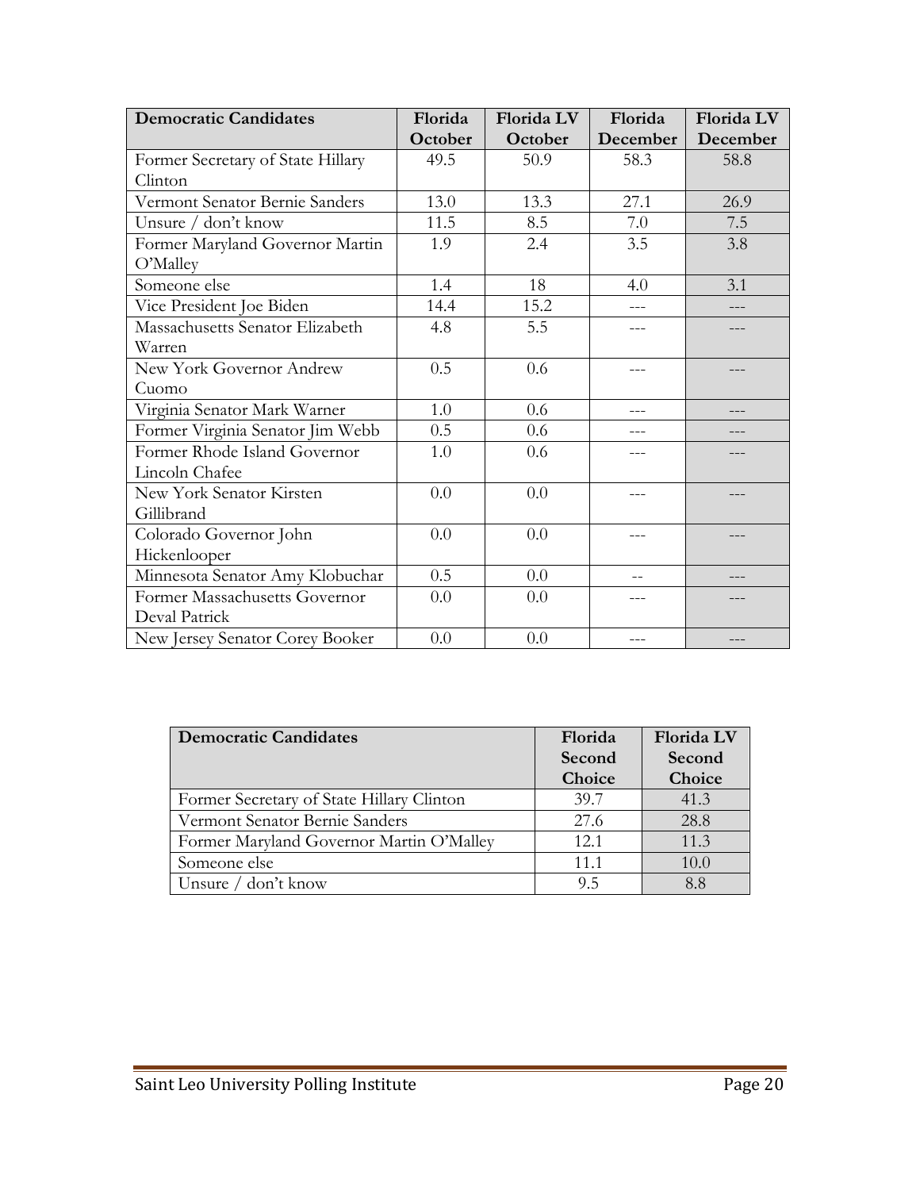| Democratic Candidates | Florida October | Florida LV October | Florida December | Florida LV December |
|---|---|---|---|---|
| Former Secretary of State Hillary Clinton | 49.5 | 50.9 | 58.3 | 58.8 |
| Vermont Senator Bernie Sanders | 13.0 | 13.3 | 27.1 | 26.9 |
| Unsure / don't know | 11.5 | 8.5 | 7.0 | 7.5 |
| Former Maryland Governor Martin O'Malley | 1.9 | 2.4 | 3.5 | 3.8 |
| Someone else | 1.4 | 18 | 4.0 | 3.1 |
| Vice President Joe Biden | 14.4 | 15.2 | --- | --- |
| Massachusetts Senator Elizabeth Warren | 4.8 | 5.5 | --- | --- |
| New York Governor Andrew Cuomo | 0.5 | 0.6 | --- | --- |
| Virginia Senator Mark Warner | 1.0 | 0.6 | --- | --- |
| Former Virginia Senator Jim Webb | 0.5 | 0.6 | --- | --- |
| Former Rhode Island Governor Lincoln Chafee | 1.0 | 0.6 | --- | --- |
| New York Senator Kirsten Gillibrand | 0.0 | 0.0 | --- | --- |
| Colorado Governor John Hickenlooper | 0.0 | 0.0 | --- | --- |
| Minnesota Senator Amy Klobuchar | 0.5 | 0.0 | -- | --- |
| Former Massachusetts Governor Deval Patrick | 0.0 | 0.0 | --- | --- |
| New Jersey Senator Corey Booker | 0.0 | 0.0 | --- | --- |

| Democratic Candidates | Florida Second Choice | Florida LV Second Choice |
|---|---|---|
| Former Secretary of State Hillary Clinton | 39.7 | 41.3 |
| Vermont Senator Bernie Sanders | 27.6 | 28.8 |
| Former Maryland Governor Martin O'Malley | 12.1 | 11.3 |
| Someone else | 11.1 | 10.0 |
| Unsure / don't know | 9.5 | 8.8 |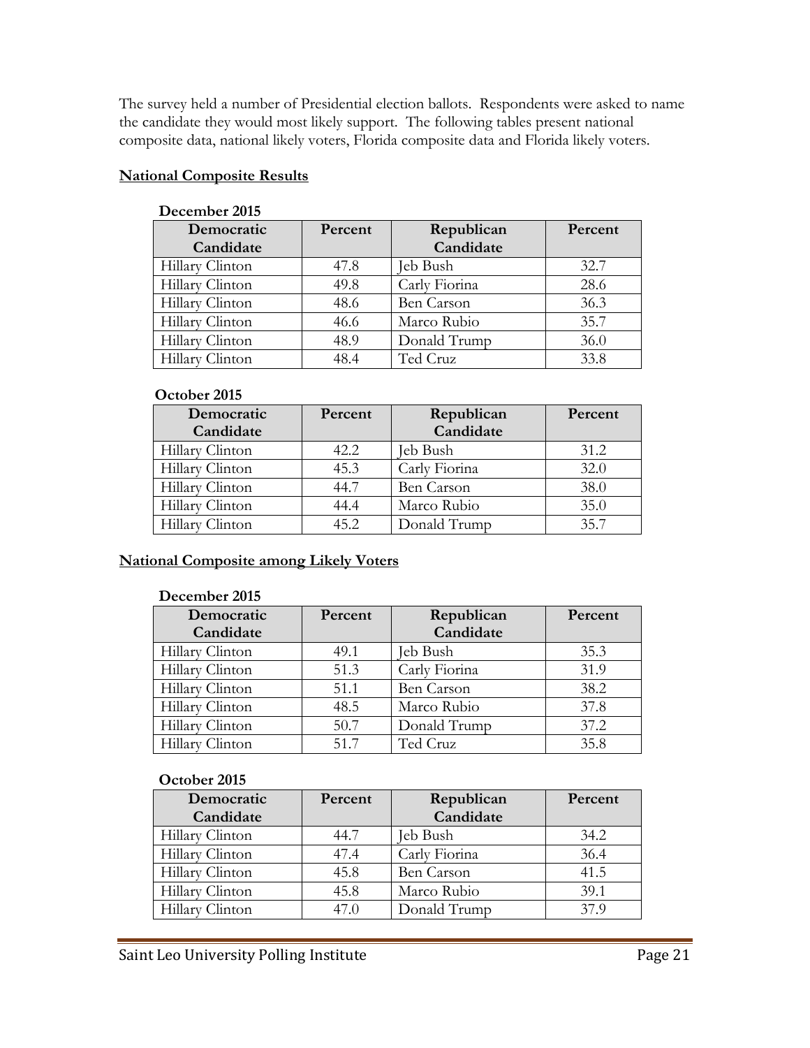The survey held a number of Presidential election ballots. Respondents were asked to name the candidate they would most likely support. The following tables present national composite data, national likely voters, Florida composite data and Florida likely voters.

**National Composite Results**

**December 2015**

| Democratic Candidate | Percent | Republican Candidate | Percent |
|---|---|---|---|
| Hillary Clinton | 47.8 | Jeb Bush | 32.7 |
| Hillary Clinton | 49.8 | Carly Fiorina | 28.6 |
| Hillary Clinton | 48.6 | Ben Carson | 36.3 |
| Hillary Clinton | 46.6 | Marco Rubio | 35.7 |
| Hillary Clinton | 48.9 | Donald Trump | 36.0 |
| Hillary Clinton | 48.4 | Ted Cruz | 33.8 |

**October 2015**

| Democratic Candidate | Percent | Republican Candidate | Percent |
|---|---|---|---|
| Hillary Clinton | 42.2 | Jeb Bush | 31.2 |
| Hillary Clinton | 45.3 | Carly Fiorina | 32.0 |
| Hillary Clinton | 44.7 | Ben Carson | 38.0 |
| Hillary Clinton | 44.4 | Marco Rubio | 35.0 |
| Hillary Clinton | 45.2 | Donald Trump | 35.7 |

**National Composite among Likely Voters**

**December 2015**

| Democratic Candidate | Percent | Republican Candidate | Percent |
|---|---|---|---|
| Hillary Clinton | 49.1 | Jeb Bush | 35.3 |
| Hillary Clinton | 51.3 | Carly Fiorina | 31.9 |
| Hillary Clinton | 51.1 | Ben Carson | 38.2 |
| Hillary Clinton | 48.5 | Marco Rubio | 37.8 |
| Hillary Clinton | 50.7 | Donald Trump | 37.2 |
| Hillary Clinton | 51.7 | Ted Cruz | 35.8 |

**October 2015**

| Democratic Candidate | Percent | Republican Candidate | Percent |
|---|---|---|---|
| Hillary Clinton | 44.7 | Jeb Bush | 34.2 |
| Hillary Clinton | 47.4 | Carly Fiorina | 36.4 |
| Hillary Clinton | 45.8 | Ben Carson | 41.5 |
| Hillary Clinton | 45.8 | Marco Rubio | 39.1 |
| Hillary Clinton | 47.0 | Donald Trump | 37.9 |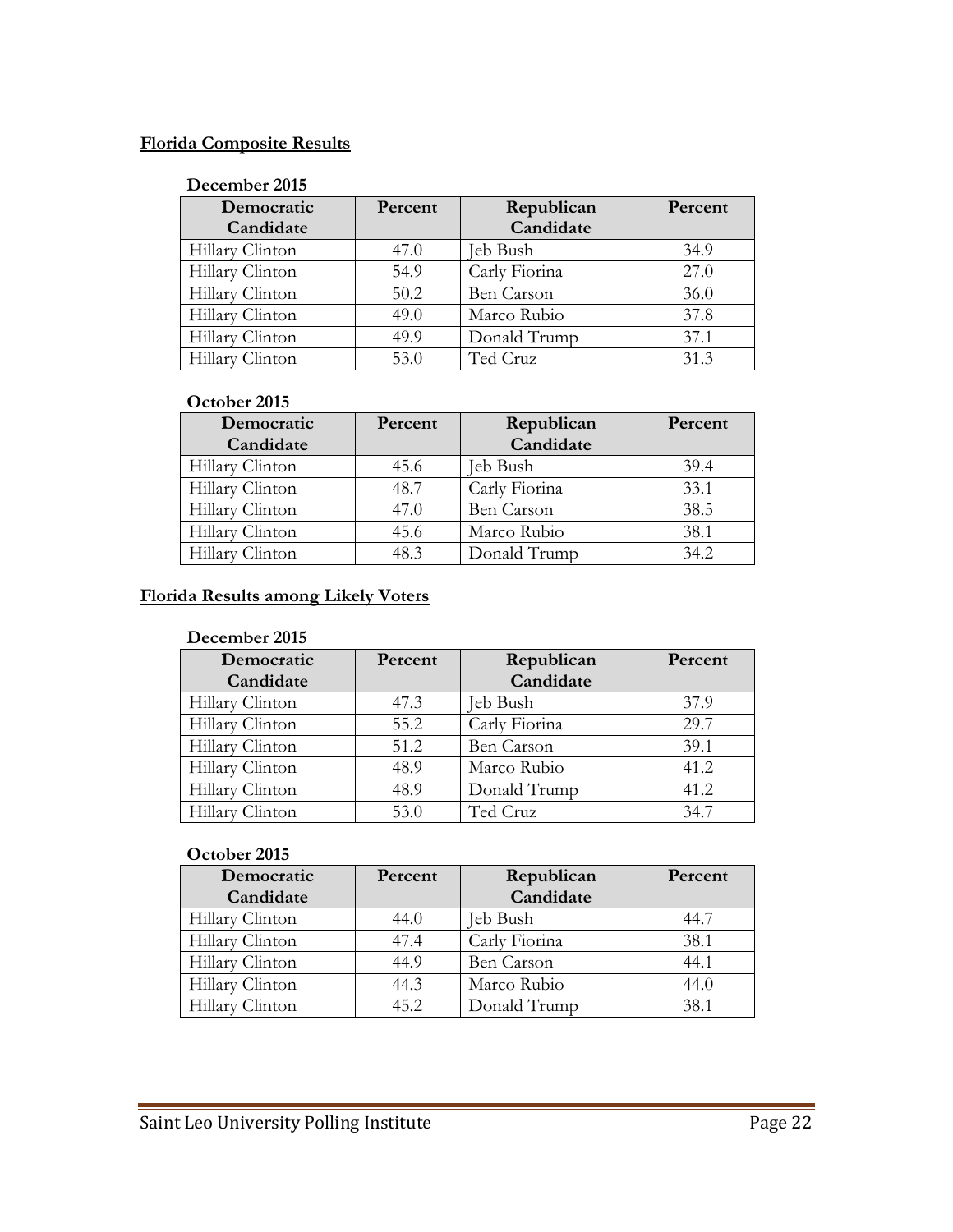## Florida Composite Results

**December 2015**

| Democratic Candidate | Percent | Republican Candidate | Percent |
|---|---|---|---|
| Hillary Clinton | 47.0 | Jeb Bush | 34.9 |
| Hillary Clinton | 54.9 | Carly Fiorina | 27.0 |
| Hillary Clinton | 50.2 | Ben Carson | 36.0 |
| Hillary Clinton | 49.0 | Marco Rubio | 37.8 |
| Hillary Clinton | 49.9 | Donald Trump | 37.1 |
| Hillary Clinton | 53.0 | Ted Cruz | 31.3 |

**October 2015**

| Democratic Candidate | Percent | Republican Candidate | Percent |
|---|---|---|---|
| Hillary Clinton | 45.6 | Jeb Bush | 39.4 |
| Hillary Clinton | 48.7 | Carly Fiorina | 33.1 |
| Hillary Clinton | 47.0 | Ben Carson | 38.5 |
| Hillary Clinton | 45.6 | Marco Rubio | 38.1 |
| Hillary Clinton | 48.3 | Donald Trump | 34.2 |

## Florida Results among Likely Voters

**December 2015**

| Democratic Candidate | Percent | Republican Candidate | Percent |
|---|---|---|---|
| Hillary Clinton | 47.3 | Jeb Bush | 37.9 |
| Hillary Clinton | 55.2 | Carly Fiorina | 29.7 |
| Hillary Clinton | 51.2 | Ben Carson | 39.1 |
| Hillary Clinton | 48.9 | Marco Rubio | 41.2 |
| Hillary Clinton | 48.9 | Donald Trump | 41.2 |
| Hillary Clinton | 53.0 | Ted Cruz | 34.7 |

**October 2015**

| Democratic Candidate | Percent | Republican Candidate | Percent |
|---|---|---|---|
| Hillary Clinton | 44.0 | Jeb Bush | 44.7 |
| Hillary Clinton | 47.4 | Carly Fiorina | 38.1 |
| Hillary Clinton | 44.9 | Ben Carson | 44.1 |
| Hillary Clinton | 44.3 | Marco Rubio | 44.0 |
| Hillary Clinton | 45.2 | Donald Trump | 38.1 |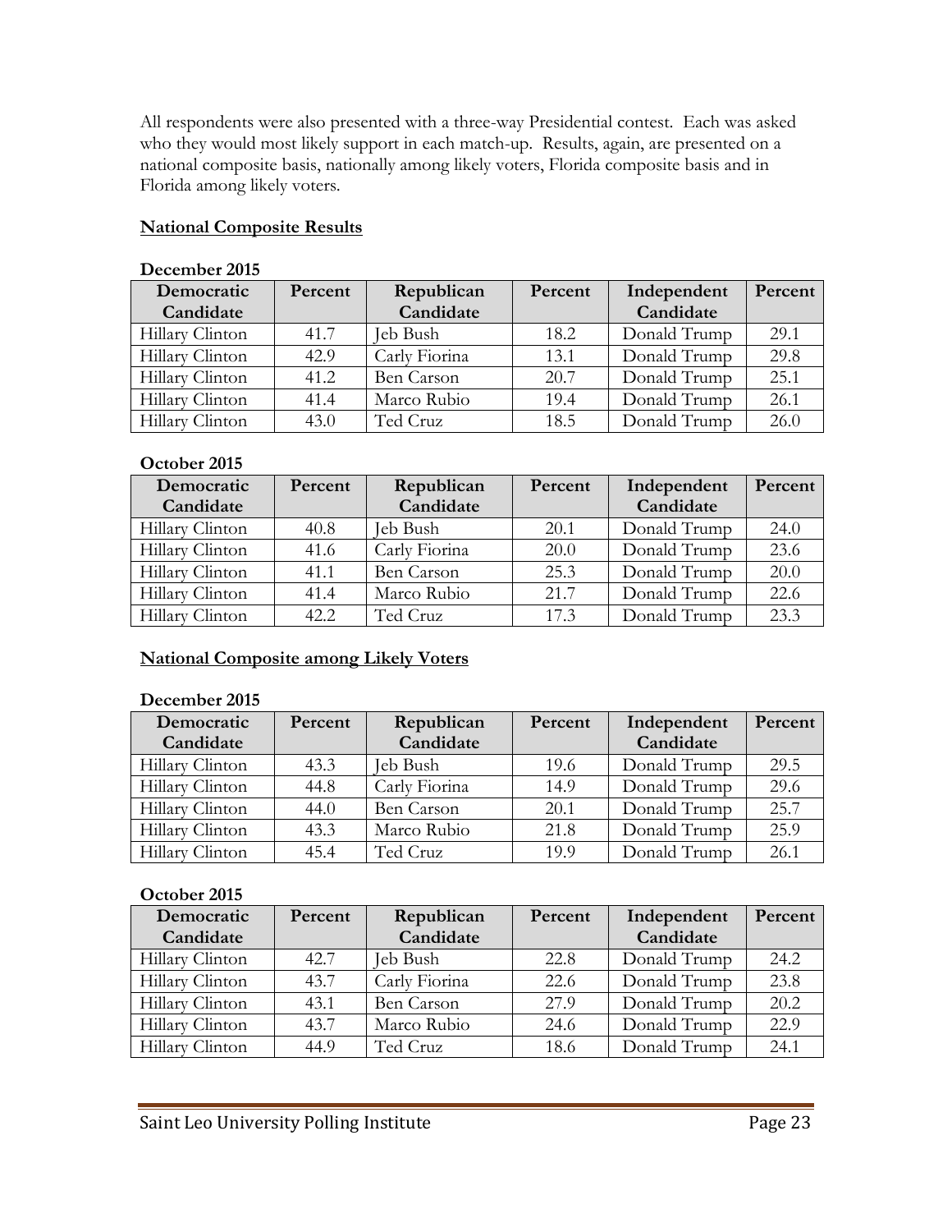All respondents were also presented with a three-way Presidential contest. Each was asked who they would most likely support in each match-up. Results, again, are presented on a national composite basis, nationally among likely voters, Florida composite basis and in Florida among likely voters.

**National Composite Results**

**December 2015**

| Democratic Candidate | Percent | Republican Candidate | Percent | Independent Candidate | Percent |
|---|---|---|---|---|---|
| Hillary Clinton | 41.7 | Jeb Bush | 18.2 | Donald Trump | 29.1 |
| Hillary Clinton | 42.9 | Carly Fiorina | 13.1 | Donald Trump | 29.8 |
| Hillary Clinton | 41.2 | Ben Carson | 20.7 | Donald Trump | 25.1 |
| Hillary Clinton | 41.4 | Marco Rubio | 19.4 | Donald Trump | 26.1 |
| Hillary Clinton | 43.0 | Ted Cruz | 18.5 | Donald Trump | 26.0 |

**October 2015**

| Democratic Candidate | Percent | Republican Candidate | Percent | Independent Candidate | Percent |
|---|---|---|---|---|---|
| Hillary Clinton | 40.8 | Jeb Bush | 20.1 | Donald Trump | 24.0 |
| Hillary Clinton | 41.6 | Carly Fiorina | 20.0 | Donald Trump | 23.6 |
| Hillary Clinton | 41.1 | Ben Carson | 25.3 | Donald Trump | 20.0 |
| Hillary Clinton | 41.4 | Marco Rubio | 21.7 | Donald Trump | 22.6 |
| Hillary Clinton | 42.2 | Ted Cruz | 17.3 | Donald Trump | 23.3 |

**National Composite among Likely Voters**

**December 2015**

| Democratic Candidate | Percent | Republican Candidate | Percent | Independent Candidate | Percent |
|---|---|---|---|---|---|
| Hillary Clinton | 43.3 | Jeb Bush | 19.6 | Donald Trump | 29.5 |
| Hillary Clinton | 44.8 | Carly Fiorina | 14.9 | Donald Trump | 29.6 |
| Hillary Clinton | 44.0 | Ben Carson | 20.1 | Donald Trump | 25.7 |
| Hillary Clinton | 43.3 | Marco Rubio | 21.8 | Donald Trump | 25.9 |
| Hillary Clinton | 45.4 | Ted Cruz | 19.9 | Donald Trump | 26.1 |

**October 2015**

| Democratic Candidate | Percent | Republican Candidate | Percent | Independent Candidate | Percent |
|---|---|---|---|---|---|
| Hillary Clinton | 42.7 | Jeb Bush | 22.8 | Donald Trump | 24.2 |
| Hillary Clinton | 43.7 | Carly Fiorina | 22.6 | Donald Trump | 23.8 |
| Hillary Clinton | 43.1 | Ben Carson | 27.9 | Donald Trump | 20.2 |
| Hillary Clinton | 43.7 | Marco Rubio | 24.6 | Donald Trump | 22.9 |
| Hillary Clinton | 44.9 | Ted Cruz | 18.6 | Donald Trump | 24.1 |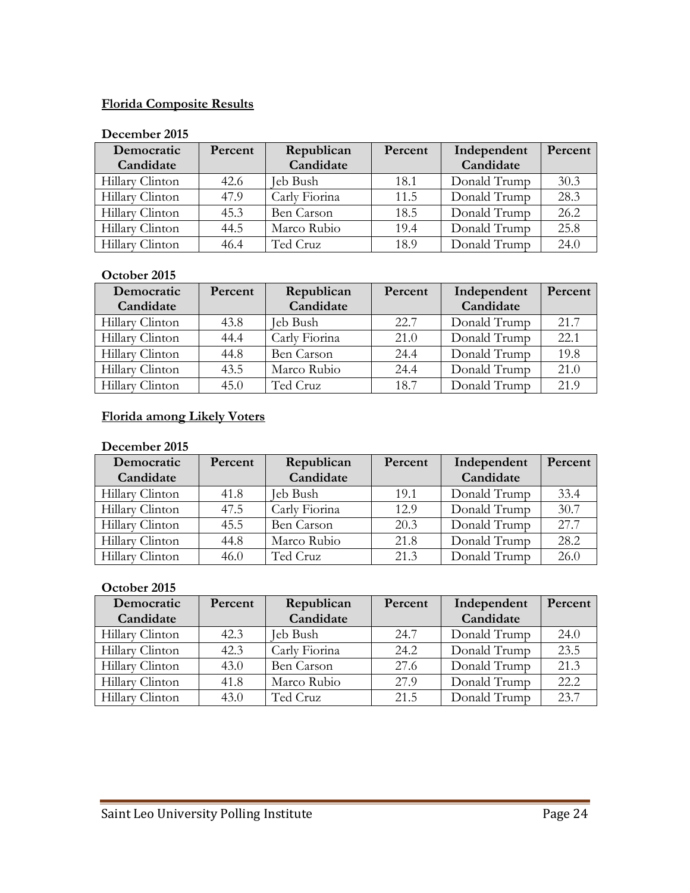## Florida Composite Results

### December 2015

| Democratic Candidate | Percent | Republican Candidate | Percent | Independent Candidate | Percent |
|---|---|---|---|---|---|
| Hillary Clinton | 42.6 | Jeb Bush | 18.1 | Donald Trump | 30.3 |
| Hillary Clinton | 47.9 | Carly Fiorina | 11.5 | Donald Trump | 28.3 |
| Hillary Clinton | 45.3 | Ben Carson | 18.5 | Donald Trump | 26.2 |
| Hillary Clinton | 44.5 | Marco Rubio | 19.4 | Donald Trump | 25.8 |
| Hillary Clinton | 46.4 | Ted Cruz | 18.9 | Donald Trump | 24.0 |

### October 2015

| Democratic Candidate | Percent | Republican Candidate | Percent | Independent Candidate | Percent |
|---|---|---|---|---|---|
| Hillary Clinton | 43.8 | Jeb Bush | 22.7 | Donald Trump | 21.7 |
| Hillary Clinton | 44.4 | Carly Fiorina | 21.0 | Donald Trump | 22.1 |
| Hillary Clinton | 44.8 | Ben Carson | 24.4 | Donald Trump | 19.8 |
| Hillary Clinton | 43.5 | Marco Rubio | 24.4 | Donald Trump | 21.0 |
| Hillary Clinton | 45.0 | Ted Cruz | 18.7 | Donald Trump | 21.9 |

## Florida among Likely Voters

### December 2015

| Democratic Candidate | Percent | Republican Candidate | Percent | Independent Candidate | Percent |
|---|---|---|---|---|---|
| Hillary Clinton | 41.8 | Jeb Bush | 19.1 | Donald Trump | 33.4 |
| Hillary Clinton | 47.5 | Carly Fiorina | 12.9 | Donald Trump | 30.7 |
| Hillary Clinton | 45.5 | Ben Carson | 20.3 | Donald Trump | 27.7 |
| Hillary Clinton | 44.8 | Marco Rubio | 21.8 | Donald Trump | 28.2 |
| Hillary Clinton | 46.0 | Ted Cruz | 21.3 | Donald Trump | 26.0 |

### October 2015

| Democratic Candidate | Percent | Republican Candidate | Percent | Independent Candidate | Percent |
|---|---|---|---|---|---|
| Hillary Clinton | 42.3 | Jeb Bush | 24.7 | Donald Trump | 24.0 |
| Hillary Clinton | 42.3 | Carly Fiorina | 24.2 | Donald Trump | 23.5 |
| Hillary Clinton | 43.0 | Ben Carson | 27.6 | Donald Trump | 21.3 |
| Hillary Clinton | 41.8 | Marco Rubio | 27.9 | Donald Trump | 22.2 |
| Hillary Clinton | 43.0 | Ted Cruz | 21.5 | Donald Trump | 23.7 |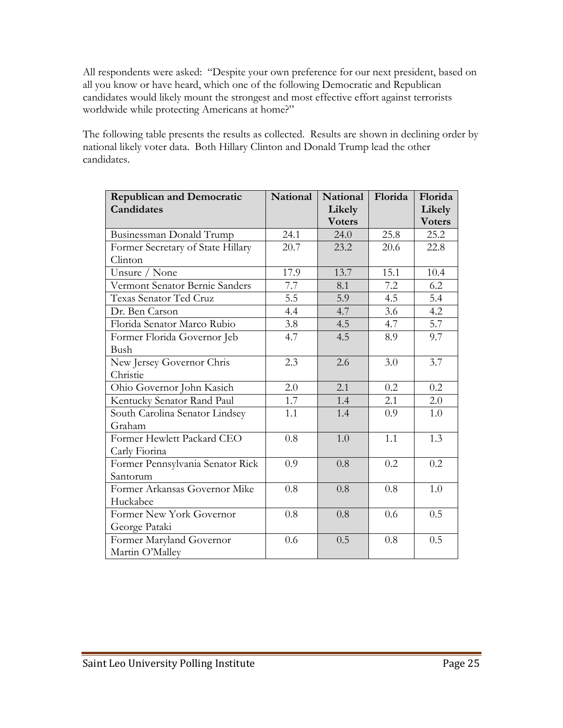All respondents were asked: "Despite your own preference for our next president, based on all you know or have heard, which one of the following Democratic and Republican candidates would likely mount the strongest and most effective effort against terrorists worldwide while protecting Americans at home?"

The following table presents the results as collected. Results are shown in declining order by national likely voter data. Both Hillary Clinton and Donald Trump lead the other candidates.

| Republican and Democratic Candidates | National | National Likely Voters | Florida | Florida Likely Voters |
|---|---|---|---|---|
| Businessman Donald Trump | 24.1 | 24.0 | 25.8 | 25.2 |
| Former Secretary of State Hillary Clinton | 20.7 | 23.2 | 20.6 | 22.8 |
| Unsure / None | 17.9 | 13.7 | 15.1 | 10.4 |
| Vermont Senator Bernie Sanders | 7.7 | 8.1 | 7.2 | 6.2 |
| Texas Senator Ted Cruz | 5.5 | 5.9 | 4.5 | 5.4 |
| Dr. Ben Carson | 4.4 | 4.7 | 3.6 | 4.2 |
| Florida Senator Marco Rubio | 3.8 | 4.5 | 4.7 | 5.7 |
| Former Florida Governor Jeb Bush | 4.7 | 4.5 | 8.9 | 9.7 |
| New Jersey Governor Chris Christie | 2.3 | 2.6 | 3.0 | 3.7 |
| Ohio Governor John Kasich | 2.0 | 2.1 | 0.2 | 0.2 |
| Kentucky Senator Rand Paul | 1.7 | 1.4 | 2.1 | 2.0 |
| South Carolina Senator Lindsey Graham | 1.1 | 1.4 | 0.9 | 1.0 |
| Former Hewlett Packard CEO Carly Fiorina | 0.8 | 1.0 | 1.1 | 1.3 |
| Former Pennsylvania Senator Rick Santorum | 0.9 | 0.8 | 0.2 | 0.2 |
| Former Arkansas Governor Mike Huckabee | 0.8 | 0.8 | 0.8 | 1.0 |
| Former New York Governor George Pataki | 0.8 | 0.8 | 0.6 | 0.5 |
| Former Maryland Governor Martin O'Malley | 0.6 | 0.5 | 0.8 | 0.5 |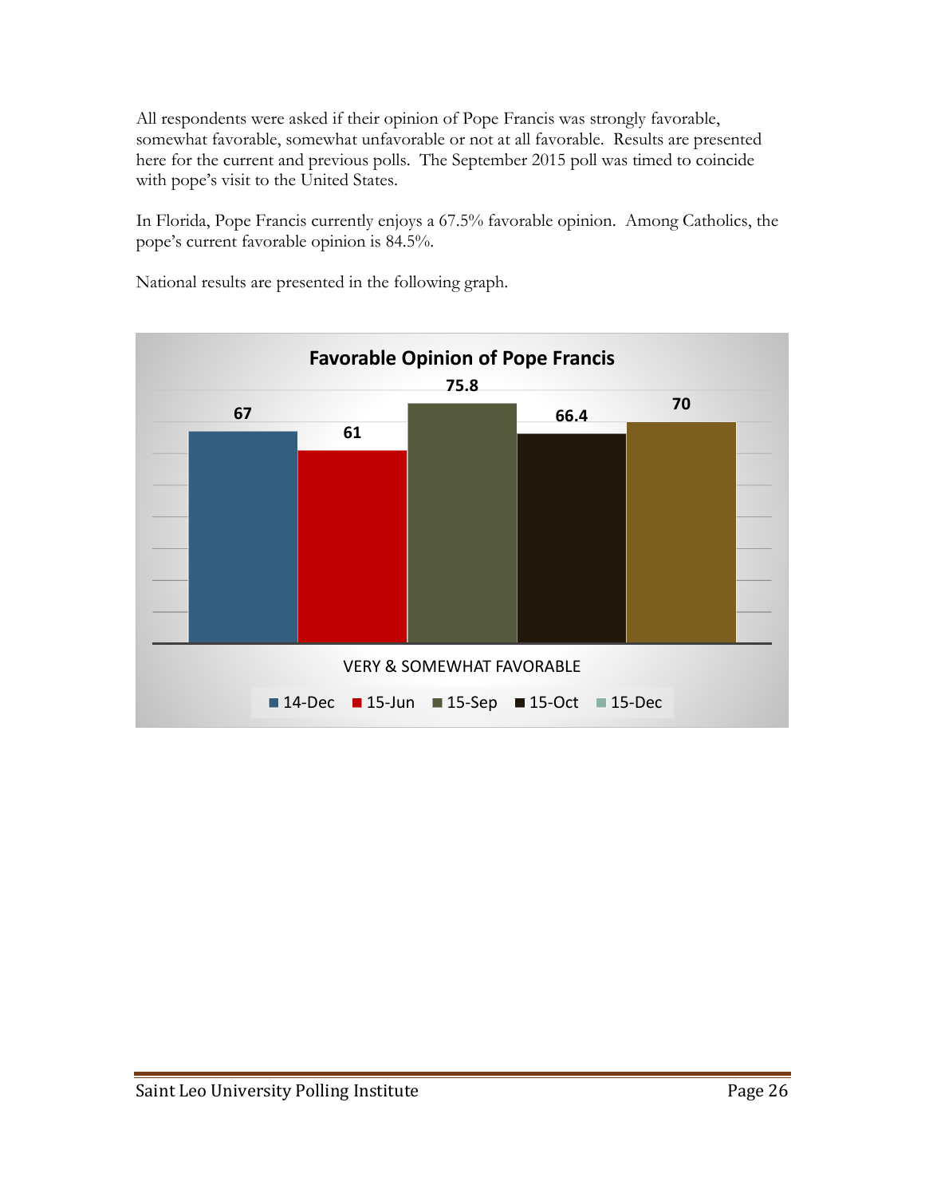All respondents were asked if their opinion of Pope Francis was strongly favorable, somewhat favorable, somewhat unfavorable or not at all favorable. Results are presented here for the current and previous polls. The September 2015 poll was timed to coincide with pope's visit to the United States.

In Florida, Pope Francis currently enjoys a 67.5% favorable opinion. Among Catholics, the pope's current favorable opinion is 84.5%.

National results are presented in the following graph.

**Favorable Opinion of Pope Francis**

| VERY & SOMEWHAT FAVORABLE | |
|---|---|
| 14-Dec | 67 |
| 15-Jun | 61 |
| 15-Sep | 75.8 |
| 15-Oct | 66.4 |
| 15-Dec | 70 |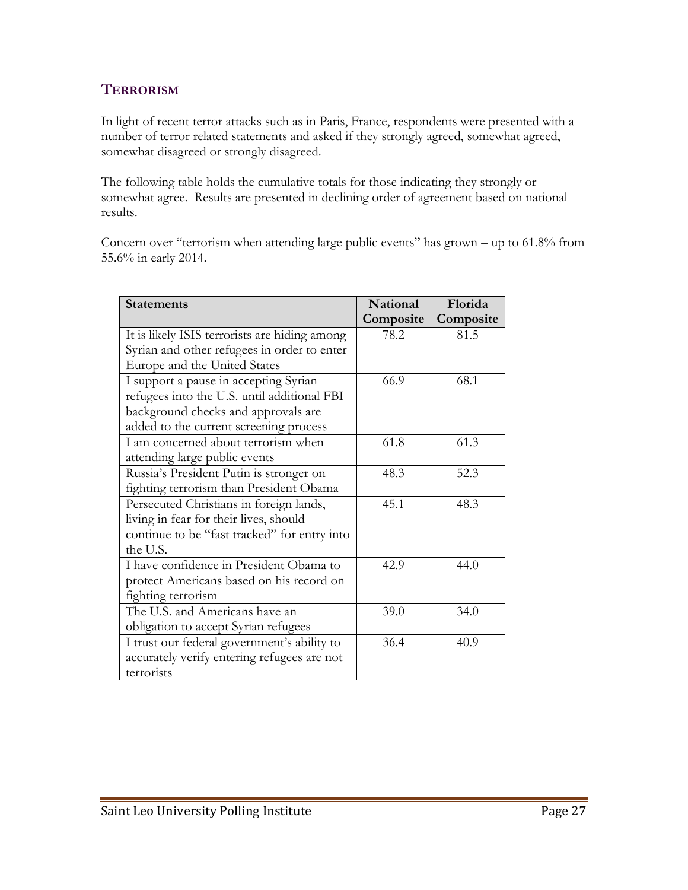## TERRORISM

In light of recent terror attacks such as in Paris, France, respondents were presented with a number of terror related statements and asked if they strongly agreed, somewhat agreed, somewhat disagreed or strongly disagreed.

The following table holds the cumulative totals for those indicating they strongly or somewhat agree. Results are presented in declining order of agreement based on national results.

Concern over "terrorism when attending large public events" has grown – up to 61.8% from 55.6% in early 2014.

| Statements | National Composite | Florida Composite |
|---|---|---|
| It is likely ISIS terrorists are hiding among Syrian and other refugees in order to enter Europe and the United States | 78.2 | 81.5 |
| I support a pause in accepting Syrian refugees into the U.S. until additional FBI background checks and approvals are added to the current screening process | 66.9 | 68.1 |
| I am concerned about terrorism when attending large public events | 61.8 | 61.3 |
| Russia's President Putin is stronger on fighting terrorism than President Obama | 48.3 | 52.3 |
| Persecuted Christians in foreign lands, living in fear for their lives, should continue to be "fast tracked" for entry into the U.S. | 45.1 | 48.3 |
| I have confidence in President Obama to protect Americans based on his record on fighting terrorism | 42.9 | 44.0 |
| The U.S. and Americans have an obligation to accept Syrian refugees | 39.0 | 34.0 |
| I trust our federal government's ability to accurately verify entering refugees are not terrorists | 36.4 | 40.9 |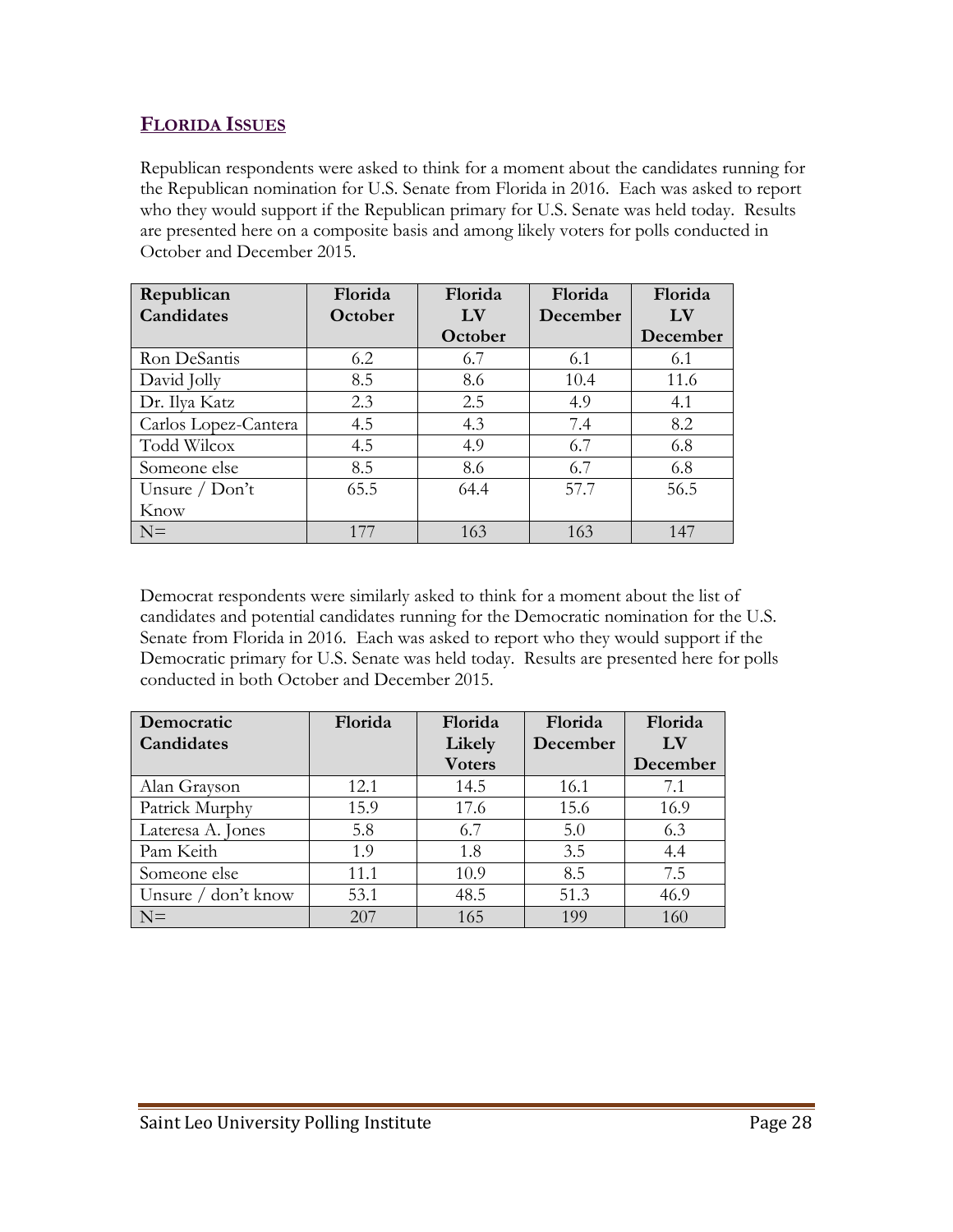## FLORIDA ISSUES

Republican respondents were asked to think for a moment about the candidates running for the Republican nomination for U.S. Senate from Florida in 2016. Each was asked to report who they would support if the Republican primary for U.S. Senate was held today. Results are presented here on a composite basis and among likely voters for polls conducted in October and December 2015.

| Republican Candidates | Florida October | Florida LV October | Florida December | Florida LV December |
|---|---|---|---|---|
| Ron DeSantis | 6.2 | 6.7 | 6.1 | 6.1 |
| David Jolly | 8.5 | 8.6 | 10.4 | 11.6 |
| Dr. Ilya Katz | 2.3 | 2.5 | 4.9 | 4.1 |
| Carlos Lopez-Cantera | 4.5 | 4.3 | 7.4 | 8.2 |
| Todd Wilcox | 4.5 | 4.9 | 6.7 | 6.8 |
| Someone else | 8.5 | 8.6 | 6.7 | 6.8 |
| Unsure / Don't Know | 65.5 | 64.4 | 57.7 | 56.5 |
| N= | 177 | 163 | 163 | 147 |

Democrat respondents were similarly asked to think for a moment about the list of candidates and potential candidates running for the Democratic nomination for the U.S. Senate from Florida in 2016. Each was asked to report who they would support if the Democratic primary for U.S. Senate was held today. Results are presented here for polls conducted in both October and December 2015.

| Democratic Candidates | Florida | Florida Likely Voters | Florida December | Florida LV December |
|---|---|---|---|---|
| Alan Grayson | 12.1 | 14.5 | 16.1 | 7.1 |
| Patrick Murphy | 15.9 | 17.6 | 15.6 | 16.9 |
| Lateresa A. Jones | 5.8 | 6.7 | 5.0 | 6.3 |
| Pam Keith | 1.9 | 1.8 | 3.5 | 4.4 |
| Someone else | 11.1 | 10.9 | 8.5 | 7.5 |
| Unsure / don't know | 53.1 | 48.5 | 51.3 | 46.9 |
| N= | 207 | 165 | 199 | 160 |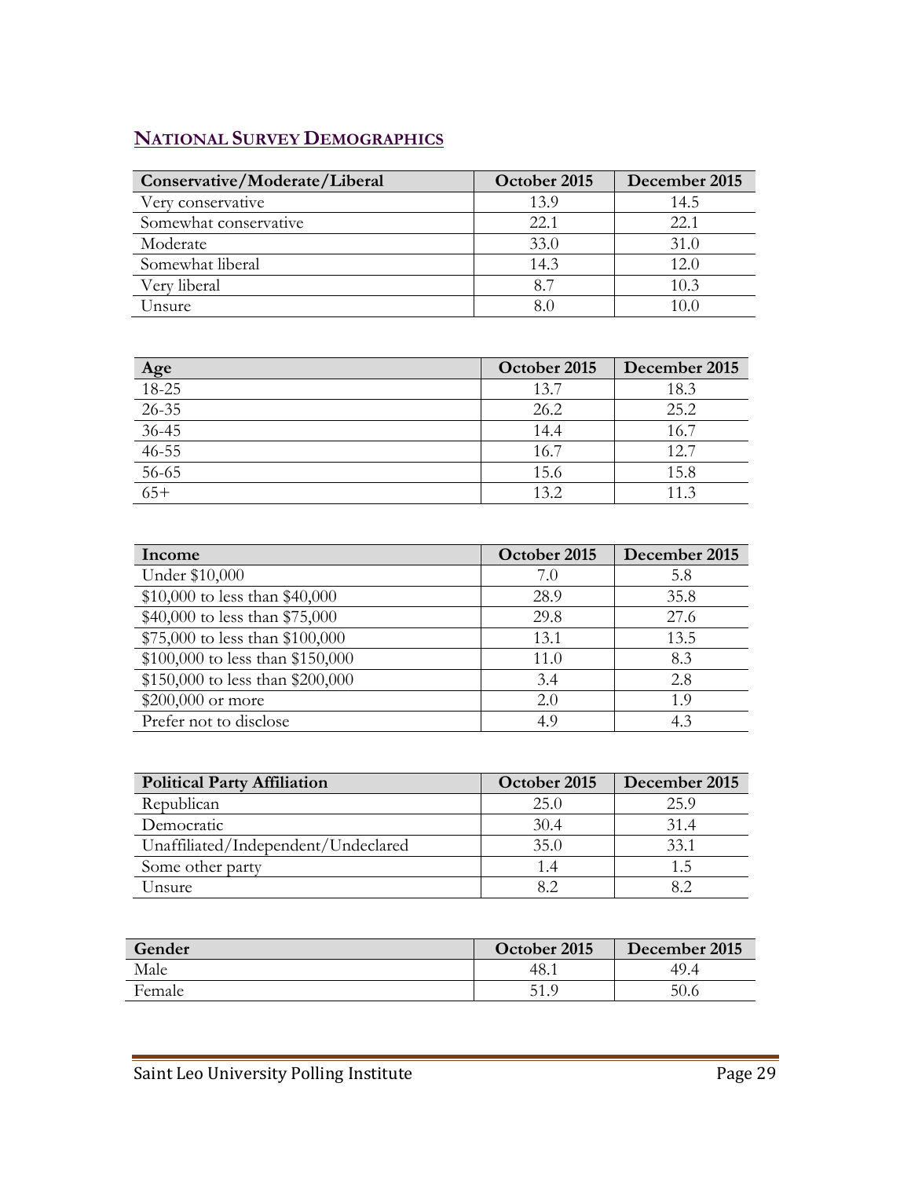## NATIONAL SURVEY DEMOGRAPHICS

| Conservative/Moderate/Liberal | October 2015 | December 2015 |
|---|---|---|
| Very conservative | 13.9 | 14.5 |
| Somewhat conservative | 22.1 | 22.1 |
| Moderate | 33.0 | 31.0 |
| Somewhat liberal | 14.3 | 12.0 |
| Very liberal | 8.7 | 10.3 |
| Unsure | 8.0 | 10.0 |

| Age | October 2015 | December 2015 |
|---|---|---|
| 18-25 | 13.7 | 18.3 |
| 26-35 | 26.2 | 25.2 |
| 36-45 | 14.4 | 16.7 |
| 46-55 | 16.7 | 12.7 |
| 56-65 | 15.6 | 15.8 |
| 65+ | 13.2 | 11.3 |

| Income | October 2015 | December 2015 |
|---|---|---|
| Under $10,000 | 7.0 | 5.8 |
| $10,000 to less than $40,000 | 28.9 | 35.8 |
| $40,000 to less than $75,000 | 29.8 | 27.6 |
| $75,000 to less than $100,000 | 13.1 | 13.5 |
| $100,000 to less than $150,000 | 11.0 | 8.3 |
| $150,000 to less than $200,000 | 3.4 | 2.8 |
| $200,000 or more | 2.0 | 1.9 |
| Prefer not to disclose | 4.9 | 4.3 |

| Political Party Affiliation | October 2015 | December 2015 |
|---|---|---|
| Republican | 25.0 | 25.9 |
| Democratic | 30.4 | 31.4 |
| Unaffiliated/Independent/Undeclared | 35.0 | 33.1 |
| Some other party | 1.4 | 1.5 |
| Unsure | 8.2 | 8.2 |

| Gender | October 2015 | December 2015 |
|---|---|---|
| Male | 48.1 | 49.4 |
| Female | 51.9 | 50.6 |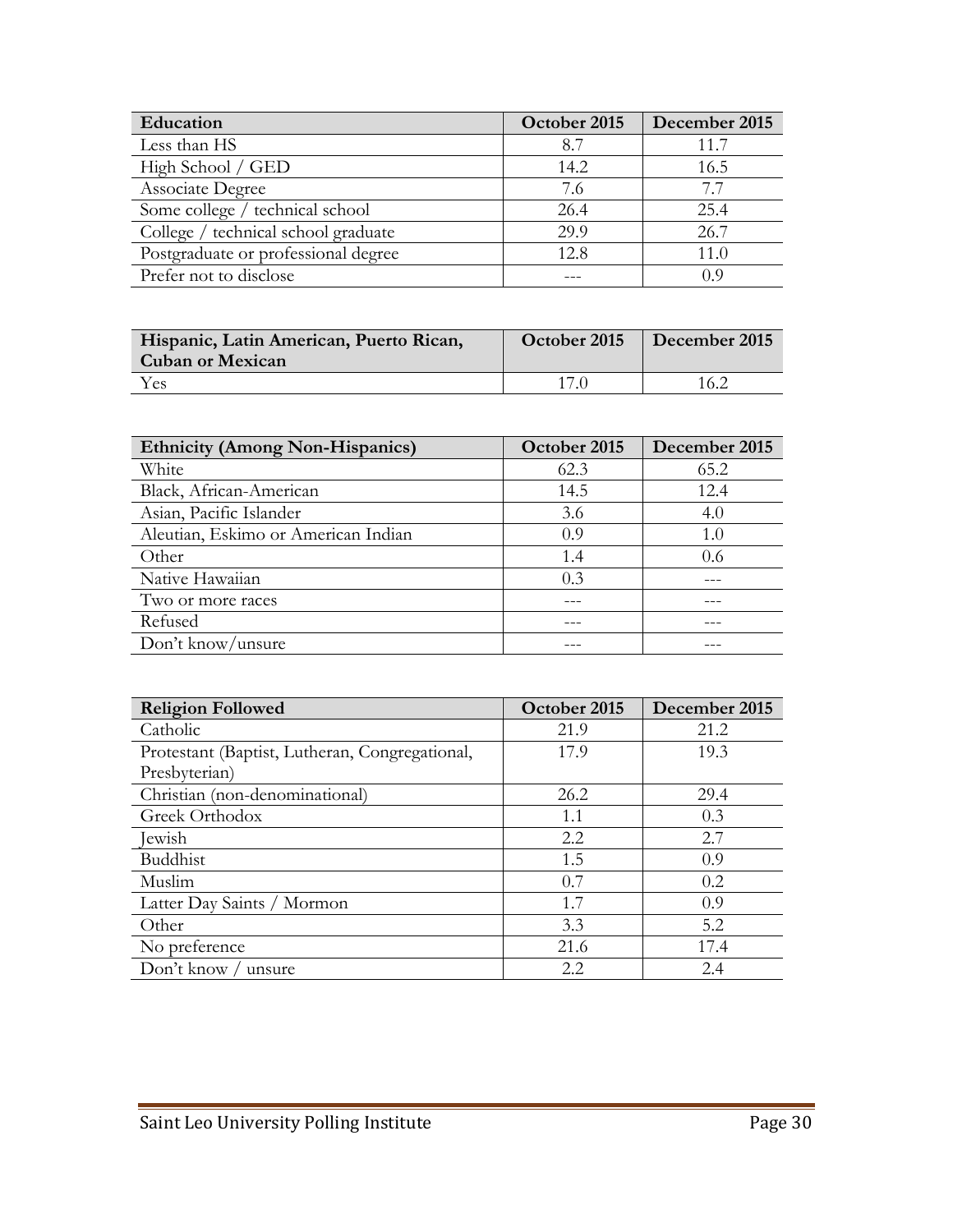| Education | October 2015 | December 2015 |
|---|---|---|
| Less than HS | 8.7 | 11.7 |
| High School / GED | 14.2 | 16.5 |
| Associate Degree | 7.6 | 7.7 |
| Some college / technical school | 26.4 | 25.4 |
| College / technical school graduate | 29.9 | 26.7 |
| Postgraduate or professional degree | 12.8 | 11.0 |
| Prefer not to disclose | --- | 0.9 |

| Hispanic, Latin American, Puerto Rican, Cuban or Mexican | October 2015 | December 2015 |
|---|---|---|
| Yes | 17.0 | 16.2 |

| Ethnicity (Among Non-Hispanics) | October 2015 | December 2015 |
|---|---|---|
| White | 62.3 | 65.2 |
| Black, African-American | 14.5 | 12.4 |
| Asian, Pacific Islander | 3.6 | 4.0 |
| Aleutian, Eskimo or American Indian | 0.9 | 1.0 |
| Other | 1.4 | 0.6 |
| Native Hawaiian | 0.3 | --- |
| Two or more races | --- | --- |
| Refused | --- | --- |
| Don't know/unsure | --- | --- |

| Religion Followed | October 2015 | December 2015 |
|---|---|---|
| Catholic | 21.9 | 21.2 |
| Protestant (Baptist, Lutheran, Congregational, Presbyterian) | 17.9 | 19.3 |
| Christian (non-denominational) | 26.2 | 29.4 |
| Greek Orthodox | 1.1 | 0.3 |
| Jewish | 2.2 | 2.7 |
| Buddhist | 1.5 | 0.9 |
| Muslim | 0.7 | 0.2 |
| Latter Day Saints / Mormon | 1.7 | 0.9 |
| Other | 3.3 | 5.2 |
| No preference | 21.6 | 17.4 |
| Don't know / unsure | 2.2 | 2.4 |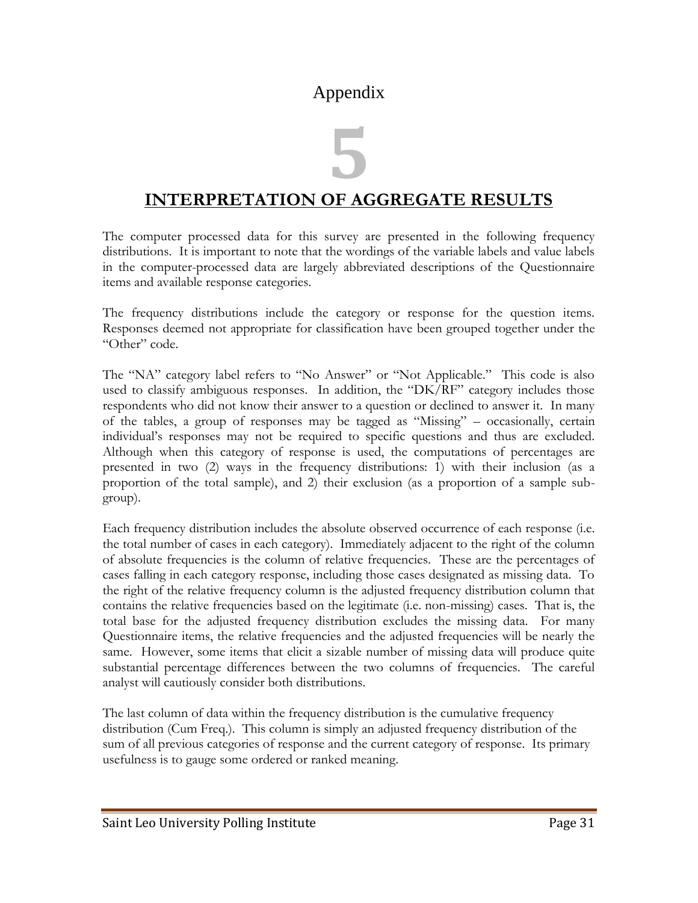# Appendix

# 5

## INTERPRETATION OF AGGREGATE RESULTS

The computer processed data for this survey are presented in the following frequency distributions. It is important to note that the wordings of the variable labels and value labels in the computer-processed data are largely abbreviated descriptions of the Questionnaire items and available response categories.

The frequency distributions include the category or response for the question items. Responses deemed not appropriate for classification have been grouped together under the "Other" code.

The "NA" category label refers to "No Answer" or "Not Applicable." This code is also used to classify ambiguous responses. In addition, the "DK/RF" category includes those respondents who did not know their answer to a question or declined to answer it. In many of the tables, a group of responses may be tagged as "Missing" – occasionally, certain individual's responses may not be required to specific questions and thus are excluded. Although when this category of response is used, the computations of percentages are presented in two (2) ways in the frequency distributions: 1) with their inclusion (as a proportion of the total sample), and 2) their exclusion (as a proportion of a sample sub-group).

Each frequency distribution includes the absolute observed occurrence of each response (i.e. the total number of cases in each category). Immediately adjacent to the right of the column of absolute frequencies is the column of relative frequencies. These are the percentages of cases falling in each category response, including those cases designated as missing data. To the right of the relative frequency column is the adjusted frequency distribution column that contains the relative frequencies based on the legitimate (i.e. non-missing) cases. That is, the total base for the adjusted frequency distribution excludes the missing data. For many Questionnaire items, the relative frequencies and the adjusted frequencies will be nearly the same. However, some items that elicit a sizable number of missing data will produce quite substantial percentage differences between the two columns of frequencies. The careful analyst will cautiously consider both distributions.

The last column of data within the frequency distribution is the cumulative frequency distribution (Cum Freq.). This column is simply an adjusted frequency distribution of the sum of all previous categories of response and the current category of response. Its primary usefulness is to gauge some ordered or ranked meaning.